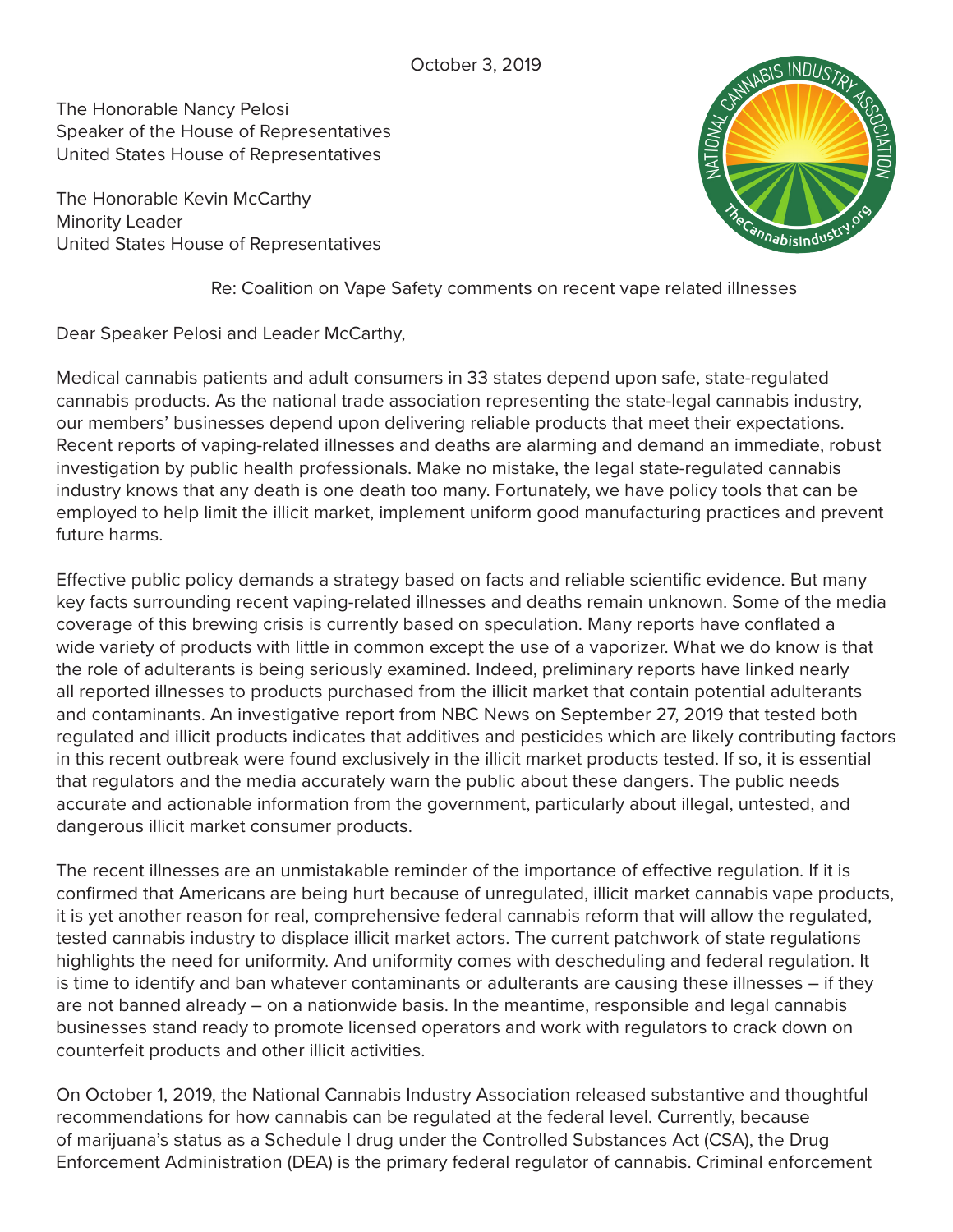October 3, 2019

The Honorable Nancy Pelosi
Speaker of the House of Representatives
United States House of Representatives

The Honorable Kevin McCarthy
Minority Leader
United States House of Representatives

Re: Coalition on Vape Safety comments on recent vape related illnesses

Dear Speaker Pelosi and Leader McCarthy,

Medical cannabis patients and adult consumers in 33 states depend upon safe, state-regulated cannabis products. As the national trade association representing the state-legal cannabis industry, our members' businesses depend upon delivering reliable products that meet their expectations. Recent reports of vaping-related illnesses and deaths are alarming and demand an immediate, robust investigation by public health professionals. Make no mistake, the legal state-regulated cannabis industry knows that any death is one death too many. Fortunately, we have policy tools that can be employed to help limit the illicit market, implement uniform good manufacturing practices and prevent future harms.

Effective public policy demands a strategy based on facts and reliable scientific evidence. But many key facts surrounding recent vaping-related illnesses and deaths remain unknown. Some of the media coverage of this brewing crisis is currently based on speculation. Many reports have conflated a wide variety of products with little in common except the use of a vaporizer. What we do know is that the role of adulterants is being seriously examined. Indeed, preliminary reports have linked nearly all reported illnesses to products purchased from the illicit market that contain potential adulterants and contaminants. An investigative report from NBC News on September 27, 2019 that tested both regulated and illicit products indicates that additives and pesticides which are likely contributing factors in this recent outbreak were found exclusively in the illicit market products tested. If so, it is essential that regulators and the media accurately warn the public about these dangers. The public needs accurate and actionable information from the government, particularly about illegal, untested, and dangerous illicit market consumer products.

The recent illnesses are an unmistakable reminder of the importance of effective regulation. If it is confirmed that Americans are being hurt because of unregulated, illicit market cannabis vape products, it is yet another reason for real, comprehensive federal cannabis reform that will allow the regulated, tested cannabis industry to displace illicit market actors. The current patchwork of state regulations highlights the need for uniformity. And uniformity comes with descheduling and federal regulation. It is time to identify and ban whatever contaminants or adulterants are causing these illnesses – if they are not banned already – on a nationwide basis. In the meantime, responsible and legal cannabis businesses stand ready to promote licensed operators and work with regulators to crack down on counterfeit products and other illicit activities.

On October 1, 2019, the National Cannabis Industry Association released substantive and thoughtful recommendations for how cannabis can be regulated at the federal level. Currently, because of marijuana's status as a Schedule I drug under the Controlled Substances Act (CSA), the Drug Enforcement Administration (DEA) is the primary federal regulator of cannabis. Criminal enforcement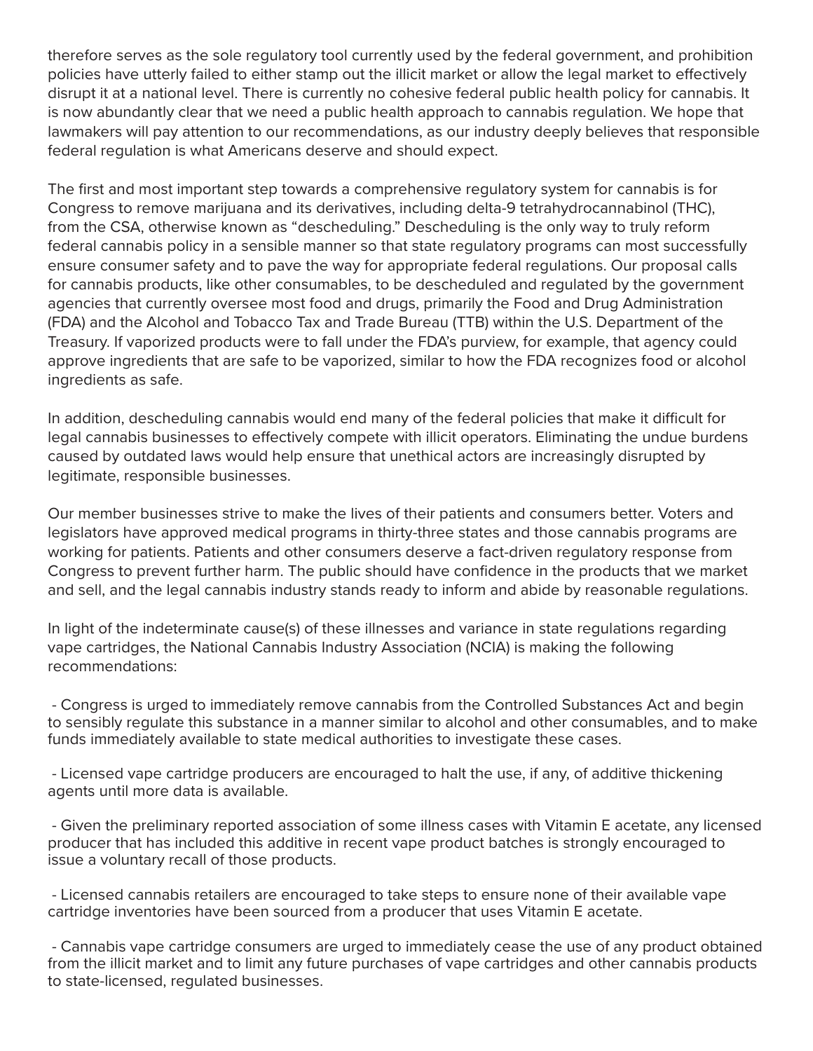therefore serves as the sole regulatory tool currently used by the federal government, and prohibition policies have utterly failed to either stamp out the illicit market or allow the legal market to effectively disrupt it at a national level. There is currently no cohesive federal public health policy for cannabis. It is now abundantly clear that we need a public health approach to cannabis regulation. We hope that lawmakers will pay attention to our recommendations, as our industry deeply believes that responsible federal regulation is what Americans deserve and should expect.

The first and most important step towards a comprehensive regulatory system for cannabis is for Congress to remove marijuana and its derivatives, including delta-9 tetrahydrocannabinol (THC), from the CSA, otherwise known as "descheduling." Descheduling is the only way to truly reform federal cannabis policy in a sensible manner so that state regulatory programs can most successfully ensure consumer safety and to pave the way for appropriate federal regulations. Our proposal calls for cannabis products, like other consumables, to be descheduled and regulated by the government agencies that currently oversee most food and drugs, primarily the Food and Drug Administration (FDA) and the Alcohol and Tobacco Tax and Trade Bureau (TTB) within the U.S. Department of the Treasury. If vaporized products were to fall under the FDA's purview, for example, that agency could approve ingredients that are safe to be vaporized, similar to how the FDA recognizes food or alcohol ingredients as safe.

In addition, descheduling cannabis would end many of the federal policies that make it difficult for legal cannabis businesses to effectively compete with illicit operators. Eliminating the undue burdens caused by outdated laws would help ensure that unethical actors are increasingly disrupted by legitimate, responsible businesses.

Our member businesses strive to make the lives of their patients and consumers better. Voters and legislators have approved medical programs in thirty-three states and those cannabis programs are working for patients. Patients and other consumers deserve a fact-driven regulatory response from Congress to prevent further harm. The public should have confidence in the products that we market and sell, and the legal cannabis industry stands ready to inform and abide by reasonable regulations.

In light of the indeterminate cause(s) of these illnesses and variance in state regulations regarding vape cartridges, the National Cannabis Industry Association (NCIA) is making the following recommendations:

- Congress is urged to immediately remove cannabis from the Controlled Substances Act and begin to sensibly regulate this substance in a manner similar to alcohol and other consumables, and to make funds immediately available to state medical authorities to investigate these cases.

- Licensed vape cartridge producers are encouraged to halt the use, if any, of additive thickening agents until more data is available.

- Given the preliminary reported association of some illness cases with Vitamin E acetate, any licensed producer that has included this additive in recent vape product batches is strongly encouraged to issue a voluntary recall of those products.

- Licensed cannabis retailers are encouraged to take steps to ensure none of their available vape cartridge inventories have been sourced from a producer that uses Vitamin E acetate.

- Cannabis vape cartridge consumers are urged to immediately cease the use of any product obtained from the illicit market and to limit any future purchases of vape cartridges and other cannabis products to state-licensed, regulated businesses.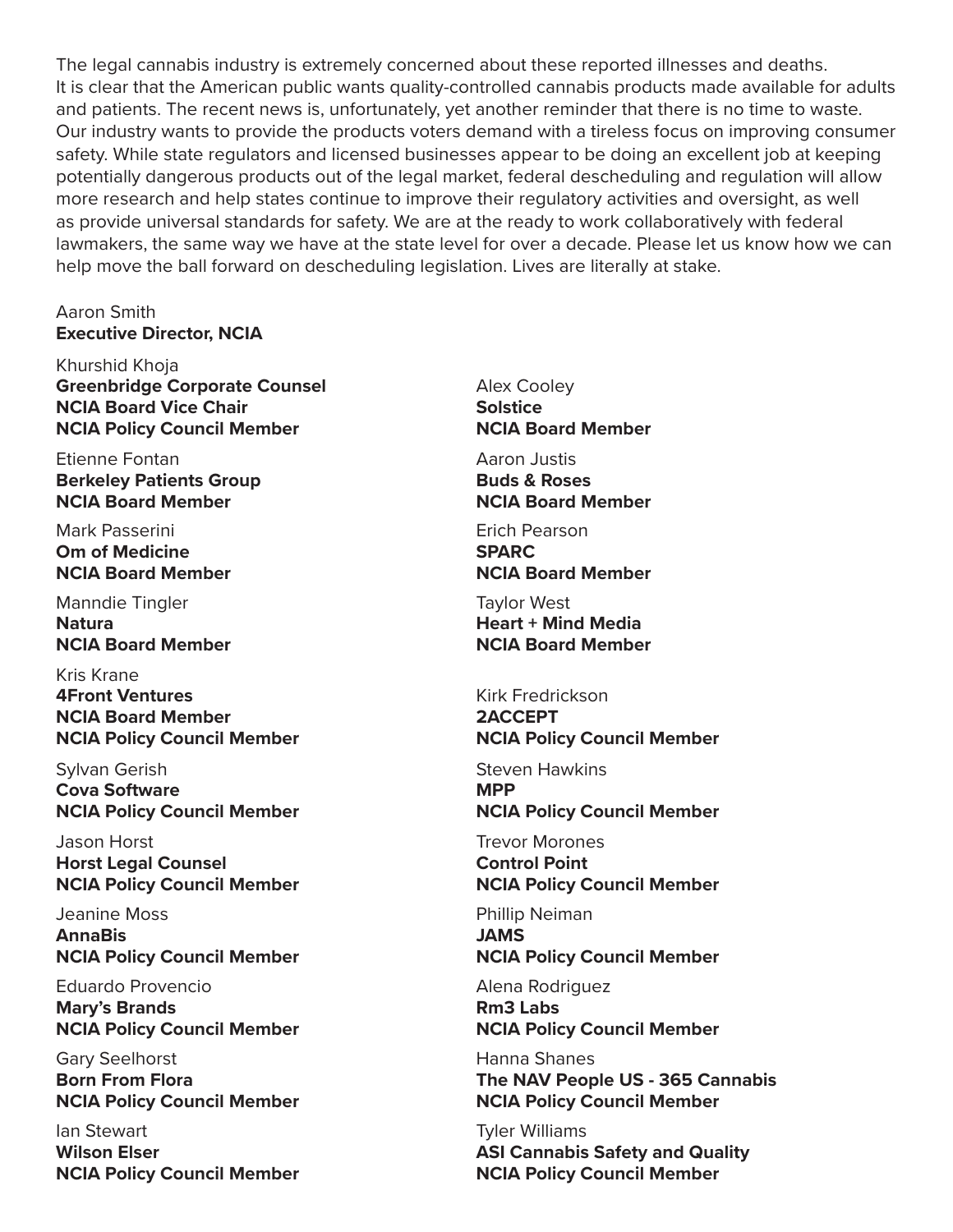The legal cannabis industry is extremely concerned about these reported illnesses and deaths. It is clear that the American public wants quality-controlled cannabis products made available for adults and patients. The recent news is, unfortunately, yet another reminder that there is no time to waste. Our industry wants to provide the products voters demand with a tireless focus on improving consumer safety. While state regulators and licensed businesses appear to be doing an excellent job at keeping potentially dangerous products out of the legal market, federal descheduling and regulation will allow more research and help states continue to improve their regulatory activities and oversight, as well as provide universal standards for safety. We are at the ready to work collaboratively with federal lawmakers, the same way we have at the state level for over a decade. Please let us know how we can help move the ball forward on descheduling legislation. Lives are literally at stake.

Aaron Smith
**Executive Director, NCIA**

Khurshid Khoja
**Greenbridge Corporate Counsel**
**NCIA Board Vice Chair**
**NCIA Policy Council Member**

Etienne Fontan
**Berkeley Patients Group**
**NCIA Board Member**

Mark Passerini
**Om of Medicine**
**NCIA Board Member**

Manndie Tingler
**Natura**
**NCIA Board Member**

Kris Krane
**4Front Ventures**
**NCIA Board Member**
**NCIA Policy Council Member**

Sylvan Gerish
**Cova Software**
**NCIA Policy Council Member**

Jason Horst
**Horst Legal Counsel**
**NCIA Policy Council Member**

Jeanine Moss
**AnnaBis**
**NCIA Policy Council Member**

Eduardo Provencio
**Mary's Brands**
**NCIA Policy Council Member**

Gary Seelhorst
**Born From Flora**
**NCIA Policy Council Member**

Ian Stewart
**Wilson Elser**
**NCIA Policy Council Member**

Alex Cooley
**Solstice**
**NCIA Board Member**

Aaron Justis
**Buds & Roses**
**NCIA Board Member**

Erich Pearson
**SPARC**
**NCIA Board Member**

Taylor West
**Heart + Mind Media**
**NCIA Board Member**

Kirk Fredrickson
**2ACCEPT**
**NCIA Policy Council Member**

Steven Hawkins
**MPP**
**NCIA Policy Council Member**

Trevor Morones
**Control Point**
**NCIA Policy Council Member**

Phillip Neiman
**JAMS**
**NCIA Policy Council Member**

Alena Rodriguez
**Rm3 Labs**
**NCIA Policy Council Member**

Hanna Shanes
**The NAV People US - 365 Cannabis**
**NCIA Policy Council Member**

Tyler Williams
**ASI Cannabis Safety and Quality**
**NCIA Policy Council Member**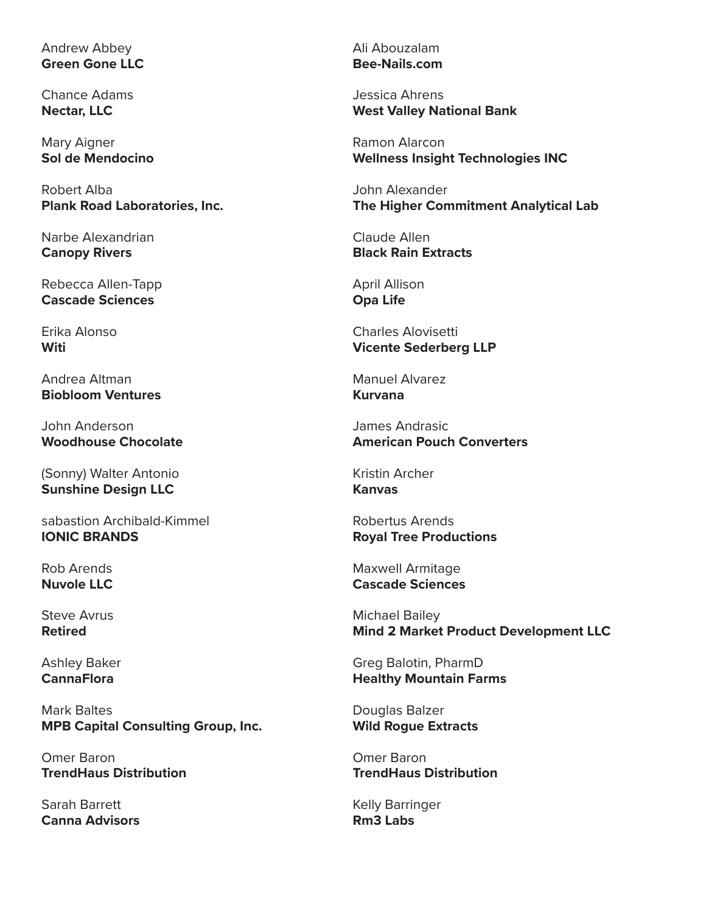Andrew Abbey
**Green Gone LLC**

Chance Adams
**Nectar, LLC**

Mary Aigner
**Sol de Mendocino**

Robert Alba
**Plank Road Laboratories, Inc.**

Narbe Alexandrian
**Canopy Rivers**

Rebecca Allen-Tapp
**Cascade Sciences**

Erika Alonso
**Witi**

Andrea Altman
**Biobloom Ventures**

John Anderson
**Woodhouse Chocolate**

(Sonny) Walter Antonio
**Sunshine Design LLC**

sabastion Archibald-Kimmel
**IONIC BRANDS**

Rob Arends
**Nuvole LLC**

Steve Avrus
**Retired**

Ashley Baker
**CannaFlora**

Mark Baltes
**MPB Capital Consulting Group, Inc.**

Omer Baron
**TrendHaus Distribution**

Sarah Barrett
**Canna Advisors**

Ali Abouzalam
**Bee-Nails.com**

Jessica Ahrens
**West Valley National Bank**

Ramon Alarcon
**Wellness Insight Technologies INC**

John Alexander
**The Higher Commitment Analytical Lab**

Claude Allen
**Black Rain Extracts**

April Allison
**Opa Life**

Charles Alovisetti
**Vicente Sederberg LLP**

Manuel Alvarez
**Kurvana**

James Andrasic
**American Pouch Converters**

Kristin Archer
**Kanvas**

Robertus Arends
**Royal Tree Productions**

Maxwell Armitage
**Cascade Sciences**

Michael Bailey
**Mind 2 Market Product Development LLC**

Greg Balotin, PharmD
**Healthy Mountain Farms**

Douglas Balzer
**Wild Rogue Extracts**

Omer Baron
**TrendHaus Distribution**

Kelly Barringer
**Rm3 Labs**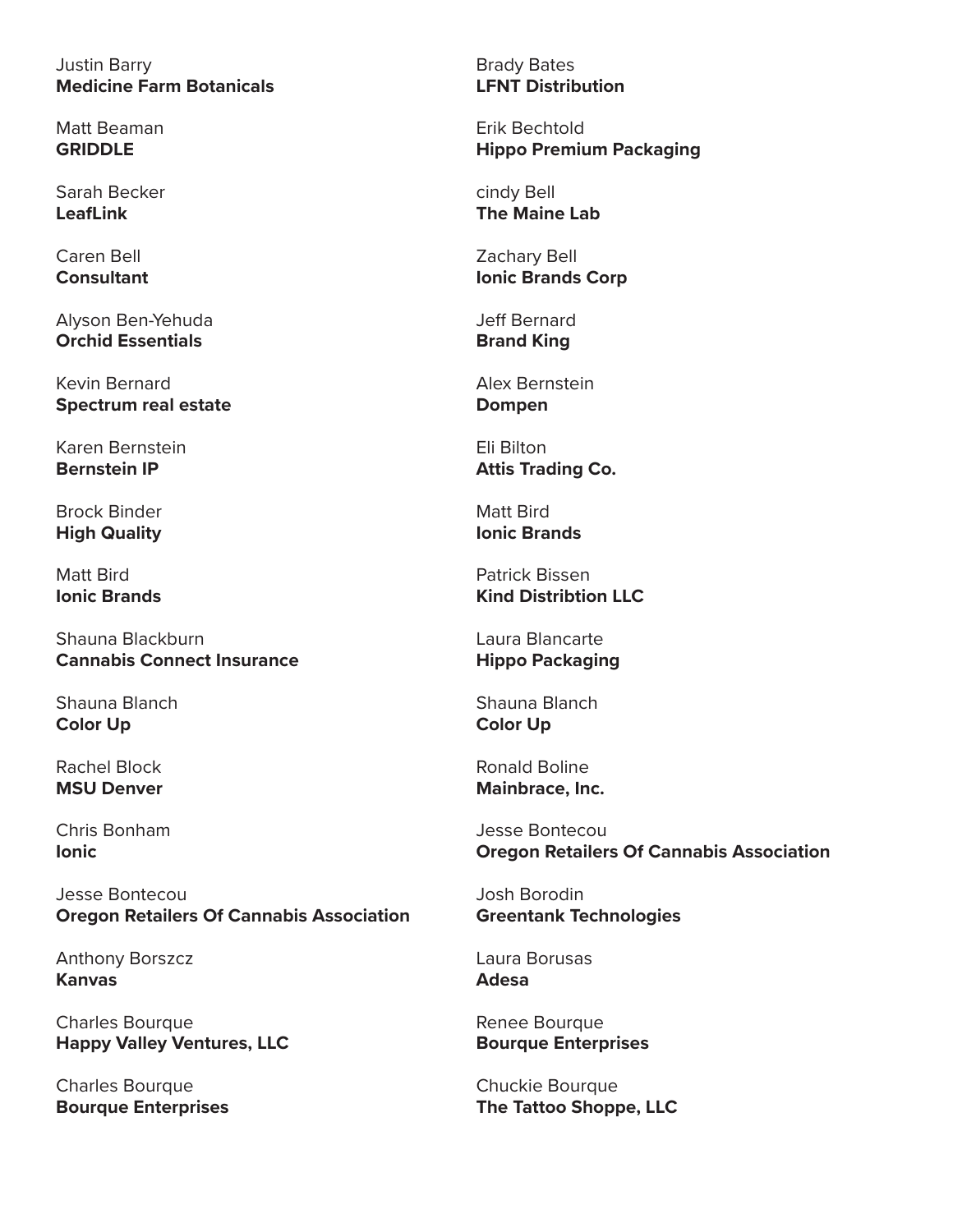Justin Barry
**Medicine Farm Botanicals**

Matt Beaman
**GRIDDLE**

Sarah Becker
**LeafLink**

Caren Bell
**Consultant**

Alyson Ben-Yehuda
**Orchid Essentials**

Kevin Bernard
**Spectrum real estate**

Karen Bernstein
**Bernstein IP**

Brock Binder
**High Quality**

Matt Bird
**Ionic Brands**

Shauna Blackburn
**Cannabis Connect Insurance**

Shauna Blanch
**Color Up**

Rachel Block
**MSU Denver**

Chris Bonham
**Ionic**

Jesse Bontecou
**Oregon Retailers Of Cannabis Association**

Anthony Borszcz
**Kanvas**

Charles Bourque
**Happy Valley Ventures, LLC**

Charles Bourque
**Bourque Enterprises**

Brady Bates
**LFNT Distribution**

Erik Bechtold
**Hippo Premium Packaging**

cindy Bell
**The Maine Lab**

Zachary Bell
**Ionic Brands Corp**

Jeff Bernard
**Brand King**

Alex Bernstein
**Dompen**

Eli Bilton
**Attis Trading Co.**

Matt Bird
**Ionic Brands**

Patrick Bissen
**Kind Distribtion LLC**

Laura Blancarte
**Hippo Packaging**

Shauna Blanch
**Color Up**

Ronald Boline
**Mainbrace, Inc.**

Jesse Bontecou
**Oregon Retailers Of Cannabis Association**

Josh Borodin
**Greentank Technologies**

Laura Borusas
**Adesa**

Renee Bourque
**Bourque Enterprises**

Chuckie Bourque
**The Tattoo Shoppe, LLC**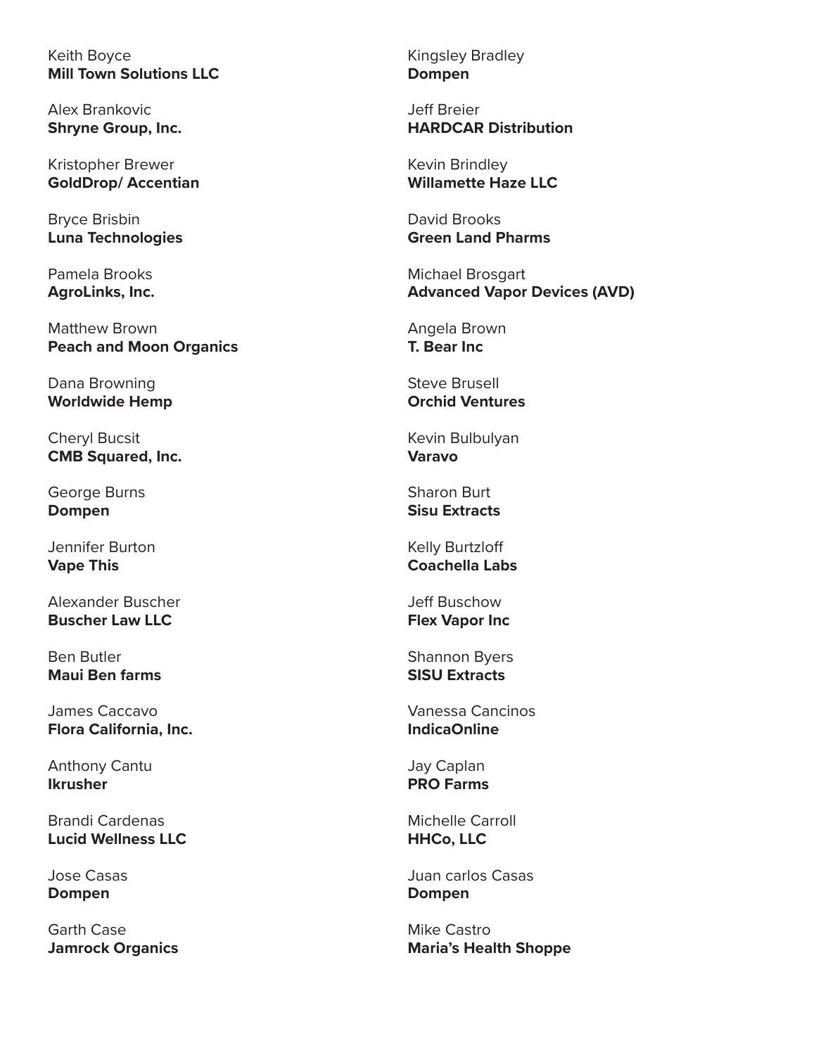Keith Boyce
**Mill Town Solutions LLC**

Alex Brankovic
**Shryne Group, Inc.**

Kristopher Brewer
**GoldDrop/ Accentian**

Bryce Brisbin
**Luna Technologies**

Pamela Brooks
**AgroLinks, Inc.**

Matthew Brown
**Peach and Moon Organics**

Dana Browning
**Worldwide Hemp**

Cheryl Bucsit
**CMB Squared, Inc.**

George Burns
**Dompen**

Jennifer Burton
**Vape This**

Alexander Buscher
**Buscher Law LLC**

Ben Butler
**Maui Ben farms**

James Caccavo
**Flora California, Inc.**

Anthony Cantu
**Ikrusher**

Brandi Cardenas
**Lucid Wellness LLC**

Jose Casas
**Dompen**

Garth Case
**Jamrock Organics**

Kingsley Bradley
**Dompen**

Jeff Breier
**HARDCAR Distribution**

Kevin Brindley
**Willamette Haze LLC**

David Brooks
**Green Land Pharms**

Michael Brosgart
**Advanced Vapor Devices (AVD)**

Angela Brown
**T. Bear Inc**

Steve Brusell
**Orchid Ventures**

Kevin Bulbulyan
**Varavo**

Sharon Burt
**Sisu Extracts**

Kelly Burtzloff
**Coachella Labs**

Jeff Buschow
**Flex Vapor Inc**

Shannon Byers
**SISU Extracts**

Vanessa Cancinos
**IndicaOnline**

Jay Caplan
**PRO Farms**

Michelle Carroll
**HHCo, LLC**

Juan carlos Casas
**Dompen**

Mike Castro
**Maria's Health Shoppe**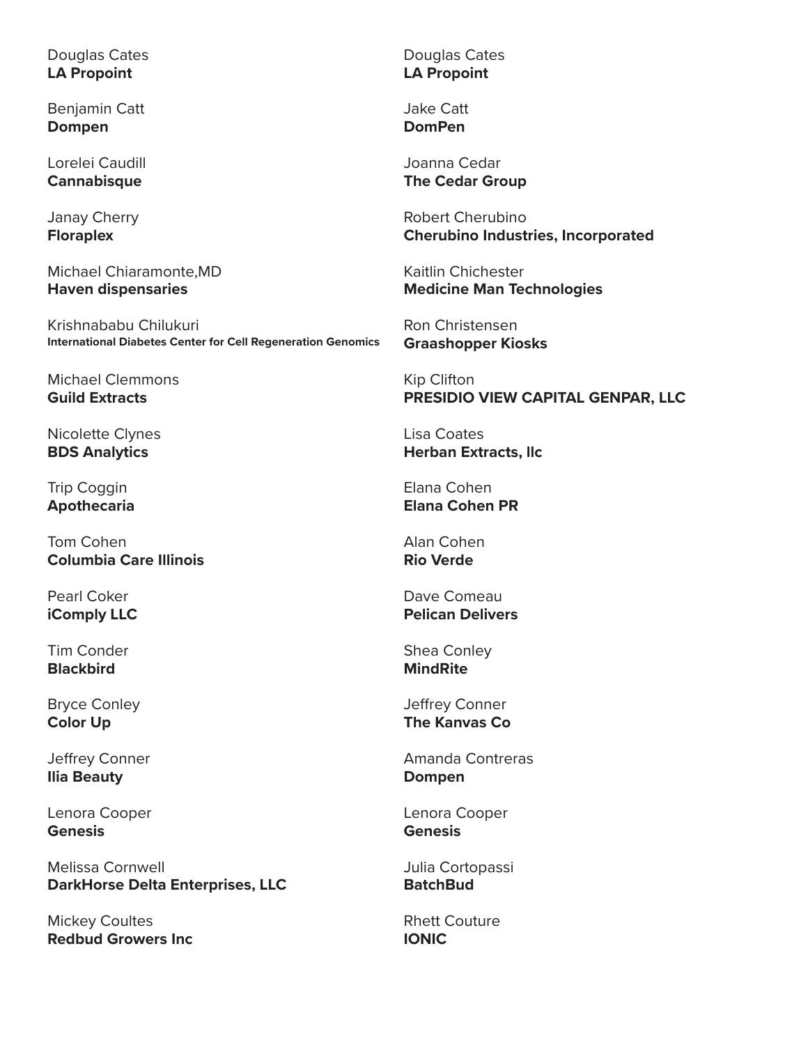Douglas Cates
**LA Propoint**

Benjamin Catt
**Dompen**

Lorelei Caudill
**Cannabisque**

Janay Cherry
**Floraplex**

Michael Chiaramonte,MD
**Haven dispensaries**

Krishnababu Chilukuri
**International Diabetes Center for Cell Regeneration Genomics**

Michael Clemmons
**Guild Extracts**

Nicolette Clynes
**BDS Analytics**

Trip Coggin
**Apothecaria**

Tom Cohen
**Columbia Care Illinois**

Pearl Coker
**iComply LLC**

Tim Conder
**Blackbird**

Bryce Conley
**Color Up**

Jeffrey Conner
**Ilia Beauty**

Lenora Cooper
**Genesis**

Melissa Cornwell
**DarkHorse Delta Enterprises, LLC**

Mickey Coultes
**Redbud Growers Inc**

Douglas Cates
**LA Propoint**

Jake Catt
**DomPen**

Joanna Cedar
**The Cedar Group**

Robert Cherubino
**Cherubino Industries, Incorporated**

Kaitlin Chichester
**Medicine Man Technologies**

Ron Christensen
**Graashopper Kiosks**

Kip Clifton
**PRESIDIO VIEW CAPITAL GENPAR, LLC**

Lisa Coates
**Herban Extracts, llc**

Elana Cohen
**Elana Cohen PR**

Alan Cohen
**Rio Verde**

Dave Comeau
**Pelican Delivers**

Shea Conley
**MindRite**

Jeffrey Conner
**The Kanvas Co**

Amanda Contreras
**Dompen**

Lenora Cooper
**Genesis**

Julia Cortopassi
**BatchBud**

Rhett Couture
**IONIC**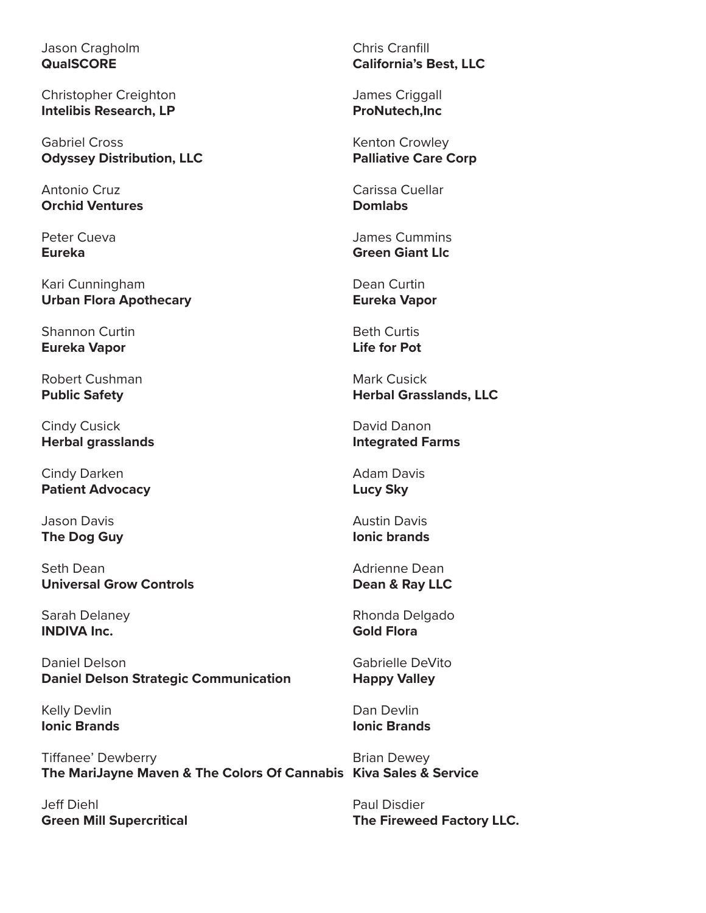Jason Cragholm
**QualSCORE**

Christopher Creighton
**Intelibis Research, LP**

Gabriel Cross
**Odyssey Distribution, LLC**

Antonio Cruz
**Orchid Ventures**

Peter Cueva
**Eureka**

Kari Cunningham
**Urban Flora Apothecary**

Shannon Curtin
**Eureka Vapor**

Robert Cushman
**Public Safety**

Cindy Cusick
**Herbal grasslands**

Cindy Darken
**Patient Advocacy**

Jason Davis
**The Dog Guy**

Seth Dean
**Universal Grow Controls**

Sarah Delaney
**INDIVA Inc.**

Daniel Delson
**Daniel Delson Strategic Communication**

Kelly Devlin
**Ionic Brands**

Tiffanee' Dewberry
**The MariJayne Maven & The Colors Of Cannabis**

Jeff Diehl
**Green Mill Supercritical**

Chris Cranfill
**California's Best, LLC**

James Criggall
**ProNutech,Inc**

Kenton Crowley
**Palliative Care Corp**

Carissa Cuellar
**Domlabs**

James Cummins
**Green Giant Llc**

Dean Curtin
**Eureka Vapor**

Beth Curtis
**Life for Pot**

Mark Cusick
**Herbal Grasslands, LLC**

David Danon
**Integrated Farms**

Adam Davis
**Lucy Sky**

Austin Davis
**Ionic brands**

Adrienne Dean
**Dean & Ray LLC**

Rhonda Delgado
**Gold Flora**

Gabrielle DeVito
**Happy Valley**

Dan Devlin
**Ionic Brands**

Brian Dewey
**Kiva Sales & Service**

Paul Disdier
**The Fireweed Factory LLC.**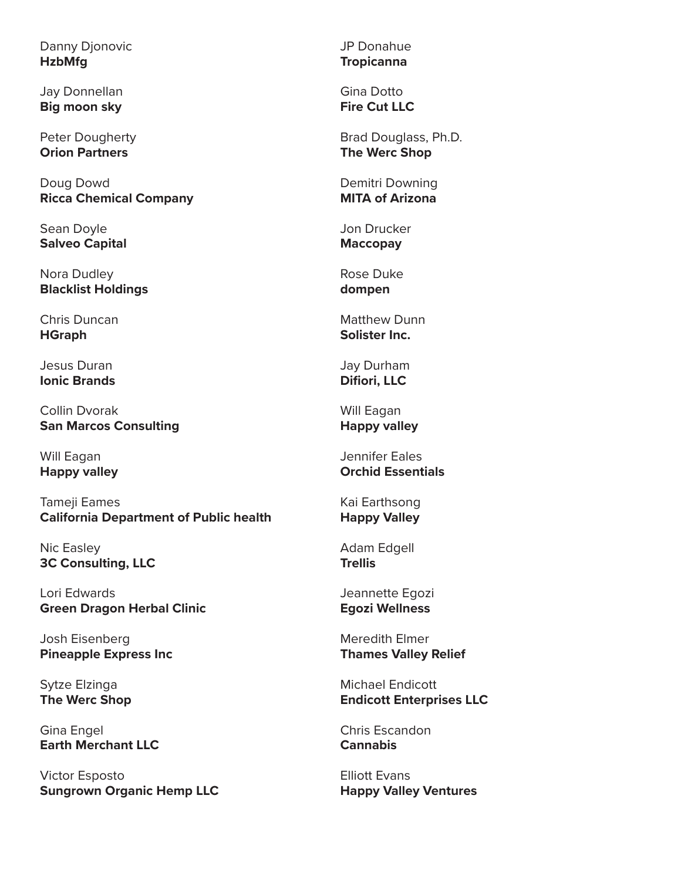Danny Djonovic
**HzbMfg**

Jay Donnellan
**Big moon sky**

Peter Dougherty
**Orion Partners**

Doug Dowd
**Ricca Chemical Company**

Sean Doyle
**Salveo Capital**

Nora Dudley
**Blacklist Holdings**

Chris Duncan
**HGraph**

Jesus Duran
**Ionic Brands**

Collin Dvorak
**San Marcos Consulting**

Will Eagan
**Happy valley**

Tameji Eames
**California Department of Public health**

Nic Easley
**3C Consulting, LLC**

Lori Edwards
**Green Dragon Herbal Clinic**

Josh Eisenberg
**Pineapple Express Inc**

Sytze Elzinga
**The Werc Shop**

Gina Engel
**Earth Merchant LLC**

Victor Esposto
**Sungrown Organic Hemp LLC**

JP Donahue
**Tropicanna**

Gina Dotto
**Fire Cut LLC**

Brad Douglass, Ph.D.
**The Werc Shop**

Demitri Downing
**MITA of Arizona**

Jon Drucker
**Maccopay**

Rose Duke
**dompen**

Matthew Dunn
**Solister Inc.**

Jay Durham
**Difiori, LLC**

Will Eagan
**Happy valley**

Jennifer Eales
**Orchid Essentials**

Kai Earthsong
**Happy Valley**

Adam Edgell
**Trellis**

Jeannette Egozi
**Egozi Wellness**

Meredith Elmer
**Thames Valley Relief**

Michael Endicott
**Endicott Enterprises LLC**

Chris Escandon
**Cannabis**

Elliott Evans
**Happy Valley Ventures**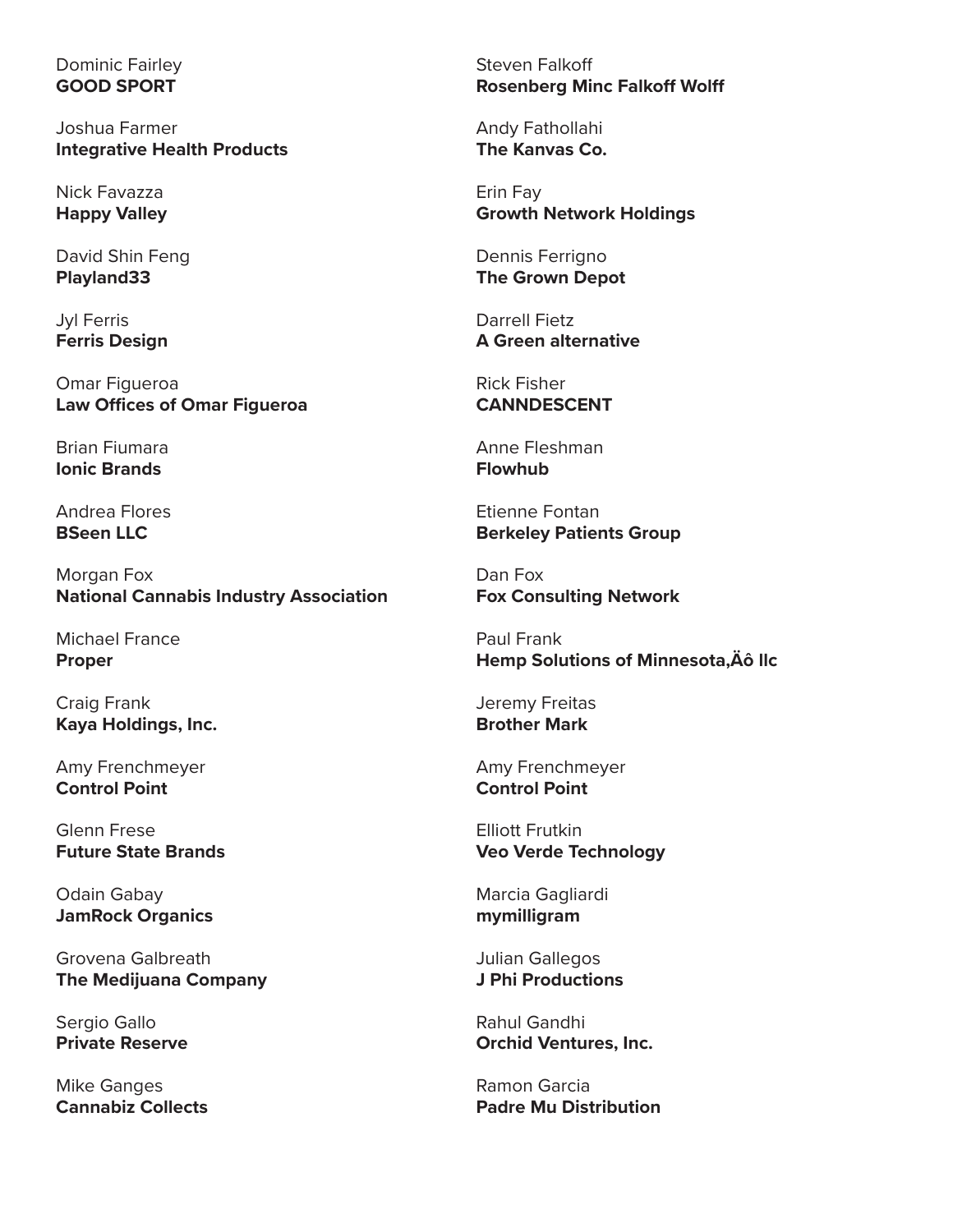Dominic Fairley
**GOOD SPORT**

Joshua Farmer
**Integrative Health Products**

Nick Favazza
**Happy Valley**

David Shin Feng
**Playland33**

Jyl Ferris
**Ferris Design**

Omar Figueroa
**Law Offices of Omar Figueroa**

Brian Fiumara
**Ionic Brands**

Andrea Flores
**BSeen LLC**

Morgan Fox
**National Cannabis Industry Association**

Michael France
**Proper**

Craig Frank
**Kaya Holdings, Inc.**

Amy Frenchmeyer
**Control Point**

Glenn Frese
**Future State Brands**

Odain Gabay
**JamRock Organics**

Grovena Galbreath
**The Medijuana Company**

Sergio Gallo
**Private Reserve**

Mike Ganges
**Cannabiz Collects**

Steven Falkoff
**Rosenberg Minc Falkoff Wolff**

Andy Fathollahi
**The Kanvas Co.**

Erin Fay
**Growth Network Holdings**

Dennis Ferrigno
**The Grown Depot**

Darrell Fietz
**A Green alternative**

Rick Fisher
**CANNDESCENT**

Anne Fleshman
**Flowhub**

Etienne Fontan
**Berkeley Patients Group**

Dan Fox
**Fox Consulting Network**

Paul Frank
**Hemp Solutions of Minnesota,Äô llc**

Jeremy Freitas
**Brother Mark**

Amy Frenchmeyer
**Control Point**

Elliott Frutkin
**Veo Verde Technology**

Marcia Gagliardi
**mymilligram**

Julian Gallegos
**J Phi Productions**

Rahul Gandhi
**Orchid Ventures, Inc.**

Ramon Garcia
**Padre Mu Distribution**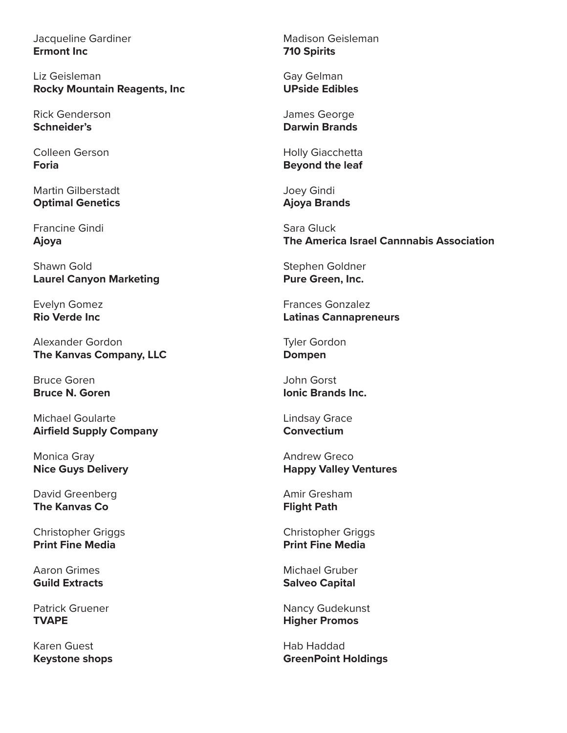Jacqueline Gardiner
**Ermont Inc**

Liz Geisleman
**Rocky Mountain Reagents, Inc**

Rick Genderson
**Schneider's**

Colleen Gerson
**Foria**

Martin Gilberstadt
**Optimal Genetics**

Francine Gindi
**Ajoya**

Shawn Gold
**Laurel Canyon Marketing**

Evelyn Gomez
**Rio Verde Inc**

Alexander Gordon
**The Kanvas Company, LLC**

Bruce Goren
**Bruce N. Goren**

Michael Goularte
**Airfield Supply Company**

Monica Gray
**Nice Guys Delivery**

David Greenberg
**The Kanvas Co**

Christopher Griggs
**Print Fine Media**

Aaron Grimes
**Guild Extracts**

Patrick Gruener
**TVAPE**

Karen Guest
**Keystone shops**

Madison Geisleman
**710 Spirits**

Gay Gelman
**UPside Edibles**

James George
**Darwin Brands**

Holly Giacchetta
**Beyond the leaf**

Joey Gindi
**Ajoya Brands**

Sara Gluck
**The America Israel Cannabis Association**

Stephen Goldner
**Pure Green, Inc.**

Frances Gonzalez
**Latinas Cannapreneurs**

Tyler Gordon
**Dompen**

John Gorst
**Ionic Brands Inc.**

Lindsay Grace
**Convectium**

Andrew Greco
**Happy Valley Ventures**

Amir Gresham
**Flight Path**

Christopher Griggs
**Print Fine Media**

Michael Gruber
**Salveo Capital**

Nancy Gudekunst
**Higher Promos**

Hab Haddad
**GreenPoint Holdings**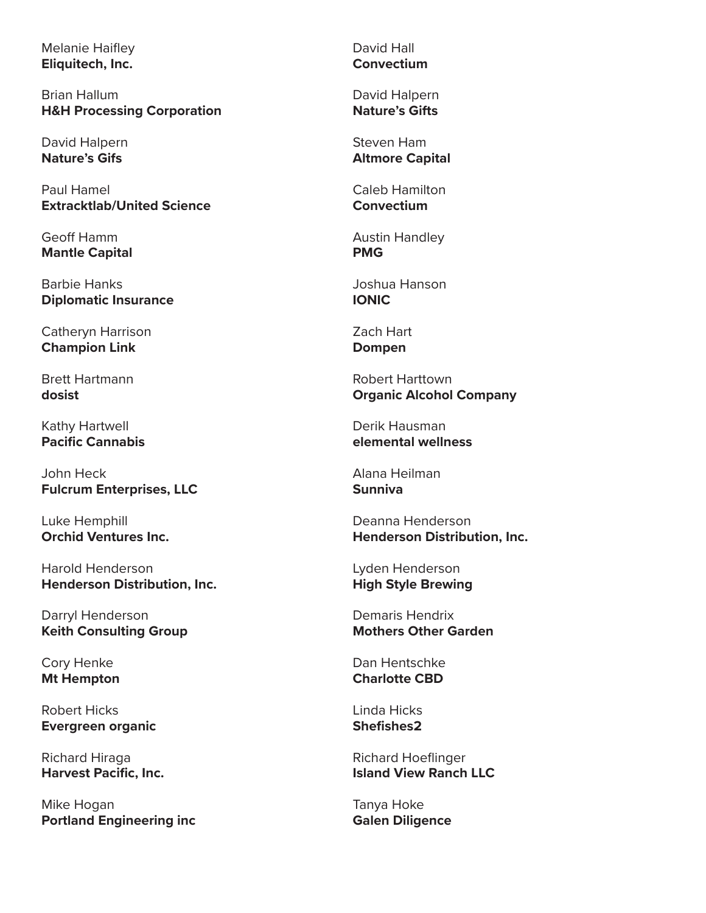Melanie Haifley
**Eliquitech, Inc.**

Brian Hallum
**H&H Processing Corporation**

David Halpern
**Nature's Gifs**

Paul Hamel
**Extracktlab/United Science**

Geoff Hamm
**Mantle Capital**

Barbie Hanks
**Diplomatic Insurance**

Catheryn Harrison
**Champion Link**

Brett Hartmann
**dosist**

Kathy Hartwell
**Pacific Cannabis**

John Heck
**Fulcrum Enterprises, LLC**

Luke Hemphill
**Orchid Ventures Inc.**

Harold Henderson
**Henderson Distribution, Inc.**

Darryl Henderson
**Keith Consulting Group**

Cory Henke
**Mt Hempton**

Robert Hicks
**Evergreen organic**

Richard Hiraga
**Harvest Pacific, Inc.**

Mike Hogan
**Portland Engineering inc**

David Hall
**Convectium**

David Halpern
**Nature's Gifts**

Steven Ham
**Altmore Capital**

Caleb Hamilton
**Convectium**

Austin Handley
**PMG**

Joshua Hanson
**IONIC**

Zach Hart
**Dompen**

Robert Harttown
**Organic Alcohol Company**

Derik Hausman
**elemental wellness**

Alana Heilman
**Sunniva**

Deanna Henderson
**Henderson Distribution, Inc.**

Lyden Henderson
**High Style Brewing**

Demaris Hendrix
**Mothers Other Garden**

Dan Hentschke
**Charlotte CBD**

Linda Hicks
**Shefishes2**

Richard Hoeflinger
**Island View Ranch LLC**

Tanya Hoke
**Galen Diligence**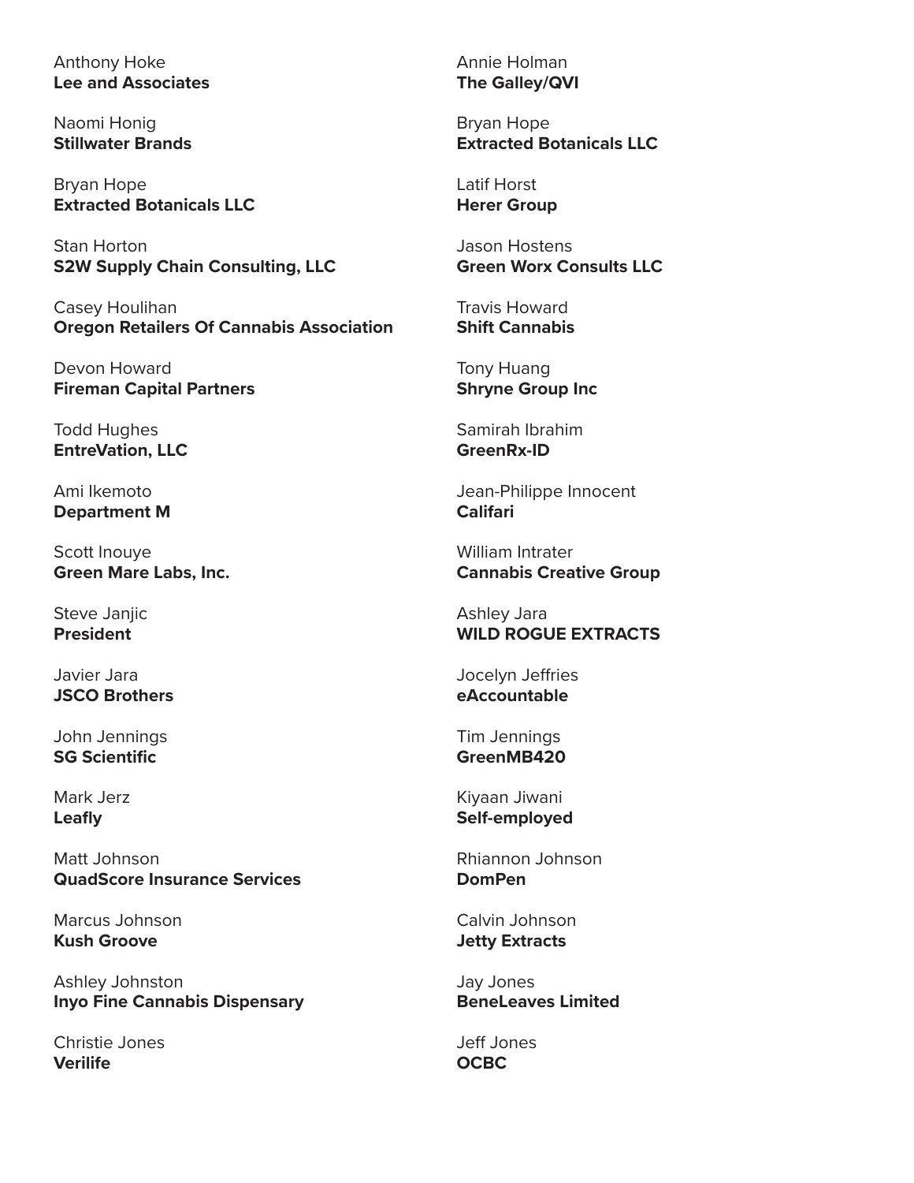Anthony Hoke
**Lee and Associates**

Naomi Honig
**Stillwater Brands**

Bryan Hope
**Extracted Botanicals LLC**

Stan Horton
**S2W Supply Chain Consulting, LLC**

Casey Houlihan
**Oregon Retailers Of Cannabis Association**

Devon Howard
**Fireman Capital Partners**

Todd Hughes
**EntreVation, LLC**

Ami Ikemoto
**Department M**

Scott Inouye
**Green Mare Labs, Inc.**

Steve Janjic
**President**

Javier Jara
**JSCO Brothers**

John Jennings
**SG Scientific**

Mark Jerz
**Leafly**

Matt Johnson
**QuadScore Insurance Services**

Marcus Johnson
**Kush Groove**

Ashley Johnston
**Inyo Fine Cannabis Dispensary**

Christie Jones
**Verilife**

Annie Holman
**The Galley/QVI**

Bryan Hope
**Extracted Botanicals LLC**

Latif Horst
**Herer Group**

Jason Hostens
**Green Worx Consults LLC**

Travis Howard
**Shift Cannabis**

Tony Huang
**Shryne Group Inc**

Samirah Ibrahim
**GreenRx-ID**

Jean-Philippe Innocent
**Califari**

William Intrater
**Cannabis Creative Group**

Ashley Jara
**WILD ROGUE EXTRACTS**

Jocelyn Jeffries
**eAccountable**

Tim Jennings
**GreenMB420**

Kiyaan Jiwani
**Self-employed**

Rhiannon Johnson
**DomPen**

Calvin Johnson
**Jetty Extracts**

Jay Jones
**BeneLeaves Limited**

Jeff Jones
**OCBC**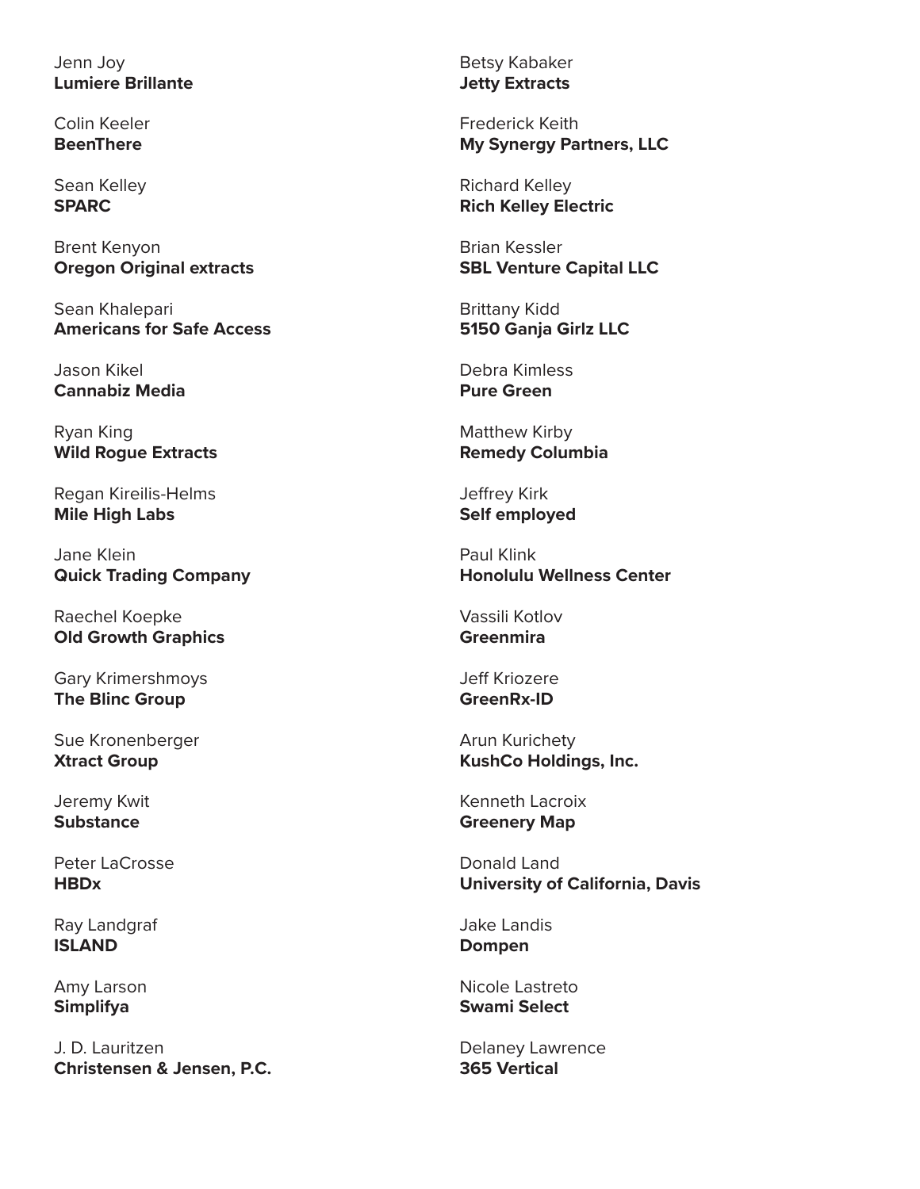Jenn Joy
**Lumiere Brillante**

Colin Keeler
**BeenThere**

Sean Kelley
**SPARC**

Brent Kenyon
**Oregon Original extracts**

Sean Khalepari
**Americans for Safe Access**

Jason Kikel
**Cannabiz Media**

Ryan King
**Wild Rogue Extracts**

Regan Kireilis-Helms
**Mile High Labs**

Jane Klein
**Quick Trading Company**

Raechel Koepke
**Old Growth Graphics**

Gary Krimershmoys
**The Blinc Group**

Sue Kronenberger
**Xtract Group**

Jeremy Kwit
**Substance**

Peter LaCrosse
**HBDx**

Ray Landgraf
**ISLAND**

Amy Larson
**Simplifya**

J. D. Lauritzen
**Christensen & Jensen, P.C.**

Betsy Kabaker
**Jetty Extracts**

Frederick Keith
**My Synergy Partners, LLC**

Richard Kelley
**Rich Kelley Electric**

Brian Kessler
**SBL Venture Capital LLC**

Brittany Kidd
**5150 Ganja Girlz LLC**

Debra Kimless
**Pure Green**

Matthew Kirby
**Remedy Columbia**

Jeffrey Kirk
**Self employed**

Paul Klink
**Honolulu Wellness Center**

Vassili Kotlov
**Greenmira**

Jeff Kriozere
**GreenRx-ID**

Arun Kurichety
**KushCo Holdings, Inc.**

Kenneth Lacroix
**Greenery Map**

Donald Land
**University of California, Davis**

Jake Landis
**Dompen**

Nicole Lastreto
**Swami Select**

Delaney Lawrence
**365 Vertical**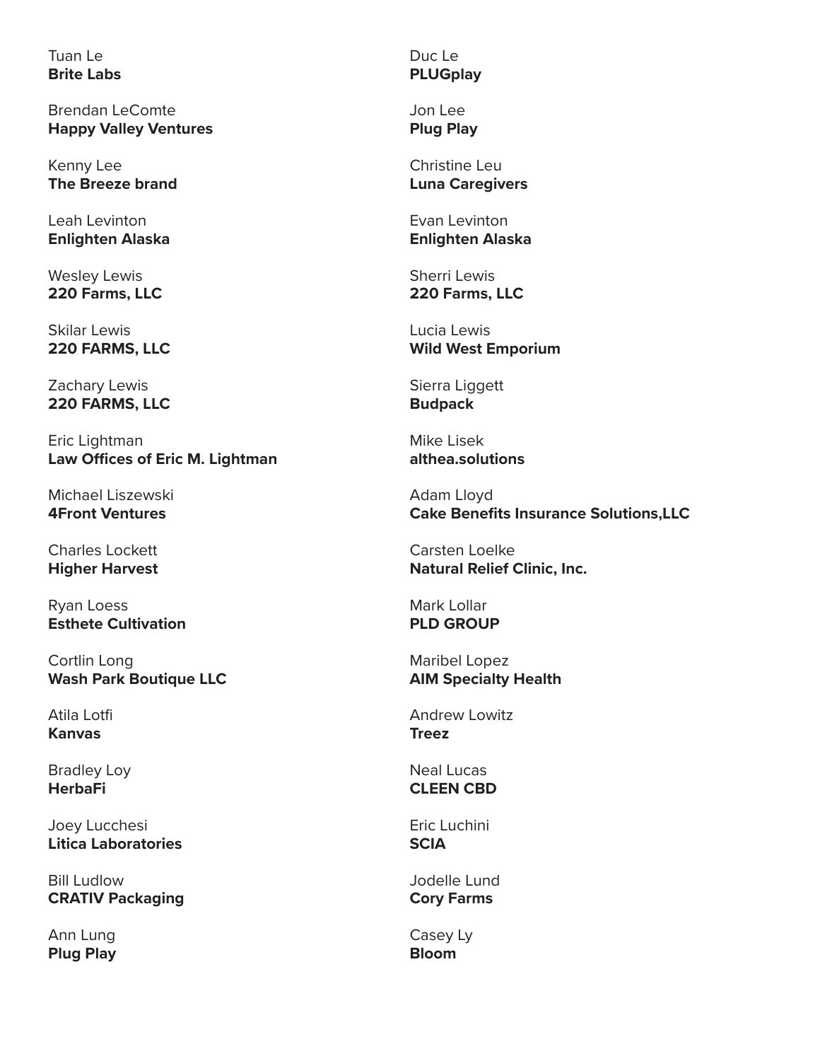Tuan Le
**Brite Labs**

Brendan LeComte
**Happy Valley Ventures**

Kenny Lee
**The Breeze brand**

Leah Levinton
**Enlighten Alaska**

Wesley Lewis
**220 Farms, LLC**

Skilar Lewis
**220 FARMS, LLC**

Zachary Lewis
**220 FARMS, LLC**

Eric Lightman
**Law Offices of Eric M. Lightman**

Michael Liszewski
**4Front Ventures**

Charles Lockett
**Higher Harvest**

Ryan Loess
**Esthete Cultivation**

Cortlin Long
**Wash Park Boutique LLC**

Atila Lotfi
**Kanvas**

Bradley Loy
**HerbaFi**

Joey Lucchesi
**Litica Laboratories**

Bill Ludlow
**CRATIV Packaging**

Ann Lung
**Plug Play**

Duc Le
**PLUGplay**

Jon Lee
**Plug Play**

Christine Leu
**Luna Caregivers**

Evan Levinton
**Enlighten Alaska**

Sherri Lewis
**220 Farms, LLC**

Lucia Lewis
**Wild West Emporium**

Sierra Liggett
**Budpack**

Mike Lisek
**althea.solutions**

Adam Lloyd
**Cake Benefits Insurance Solutions,LLC**

Carsten Loelke
**Natural Relief Clinic, Inc.**

Mark Lollar
**PLD GROUP**

Maribel Lopez
**AIM Specialty Health**

Andrew Lowitz
**Treez**

Neal Lucas
**CLEEN CBD**

Eric Luchini
**SCIA**

Jodelle Lund
**Cory Farms**

Casey Ly
**Bloom**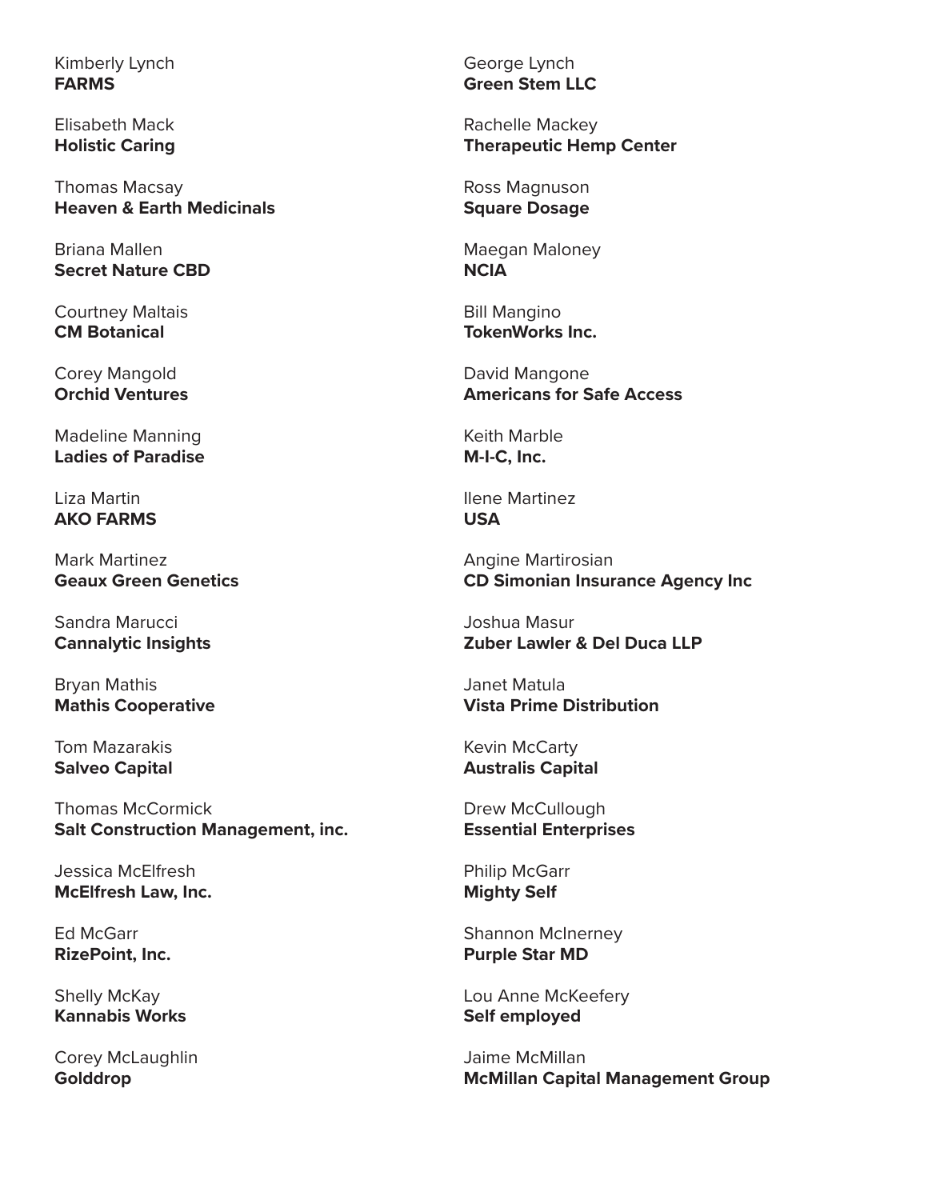Kimberly Lynch
**FARMS**

Elisabeth Mack
**Holistic Caring**

Thomas Macsay
**Heaven & Earth Medicinals**

Briana Mallen
**Secret Nature CBD**

Courtney Maltais
**CM Botanical**

Corey Mangold
**Orchid Ventures**

Madeline Manning
**Ladies of Paradise**

Liza Martin
**AKO FARMS**

Mark Martinez
**Geaux Green Genetics**

Sandra Marucci
**Cannalytic Insights**

Bryan Mathis
**Mathis Cooperative**

Tom Mazarakis
**Salveo Capital**

Thomas McCormick
**Salt Construction Management, inc.**

Jessica McElfresh
**McElfresh Law, Inc.**

Ed McGarr
**RizePoint, Inc.**

Shelly McKay
**Kannabis Works**

Corey McLaughlin
**Golddrop**

George Lynch
**Green Stem LLC**

Rachelle Mackey
**Therapeutic Hemp Center**

Ross Magnuson
**Square Dosage**

Maegan Maloney
**NCIA**

Bill Mangino
**TokenWorks Inc.**

David Mangone
**Americans for Safe Access**

Keith Marble
**M-I-C, Inc.**

Ilene Martinez
**USA**

Angine Martirosian
**CD Simonian Insurance Agency Inc**

Joshua Masur
**Zuber Lawler & Del Duca LLP**

Janet Matula
**Vista Prime Distribution**

Kevin McCarty
**Australis Capital**

Drew McCullough
**Essential Enterprises**

Philip McGarr
**Mighty Self**

Shannon McInerney
**Purple Star MD**

Lou Anne McKeefery
**Self employed**

Jaime McMillan
**McMillan Capital Management Group**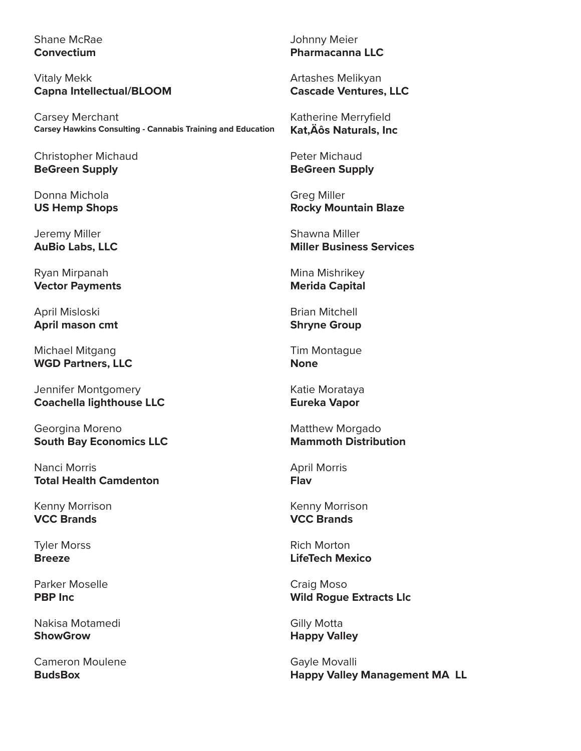Shane McRae
**Convectium**

Vitaly Mekk
**Capna Intellectual/BLOOM**

Carsey Merchant
**Carsey Hawkins Consulting - Cannabis Training and Education**

Christopher Michaud
**BeGreen Supply**

Donna Michola
**US Hemp Shops**

Jeremy Miller
**AuBio Labs, LLC**

Ryan Mirpanah
**Vector Payments**

April Misloski
**April mason cmt**

Michael Mitgang
**WGD Partners, LLC**

Jennifer Montgomery
**Coachella lighthouse LLC**

Georgina Moreno
**South Bay Economics LLC**

Nanci Morris
**Total Health Camdenton**

Kenny Morrison
**VCC Brands**

Tyler Morss
**Breeze**

Parker Moselle
**PBP Inc**

Nakisa Motamedi
**ShowGrow**

Cameron Moulene
**BudsBox**

Johnny Meier
**Pharmacanna LLC**

Artashes Melikyan
**Cascade Ventures, LLC**

Katherine Merryfield
**Kat‚Äôs Naturals, Inc**

Peter Michaud
**BeGreen Supply**

Greg Miller
**Rocky Mountain Blaze**

Shawna Miller
**Miller Business Services**

Mina Mishrikey
**Merida Capital**

Brian Mitchell
**Shryne Group**

Tim Montague
**None**

Katie Morataya
**Eureka Vapor**

Matthew Morgado
**Mammoth Distribution**

April Morris
**Flav**

Kenny Morrison
**VCC Brands**

Rich Morton
**LifeTech Mexico**

Craig Moso
**Wild Rogue Extracts Llc**

Gilly Motta
**Happy Valley**

Gayle Movalli
**Happy Valley Management MA LL**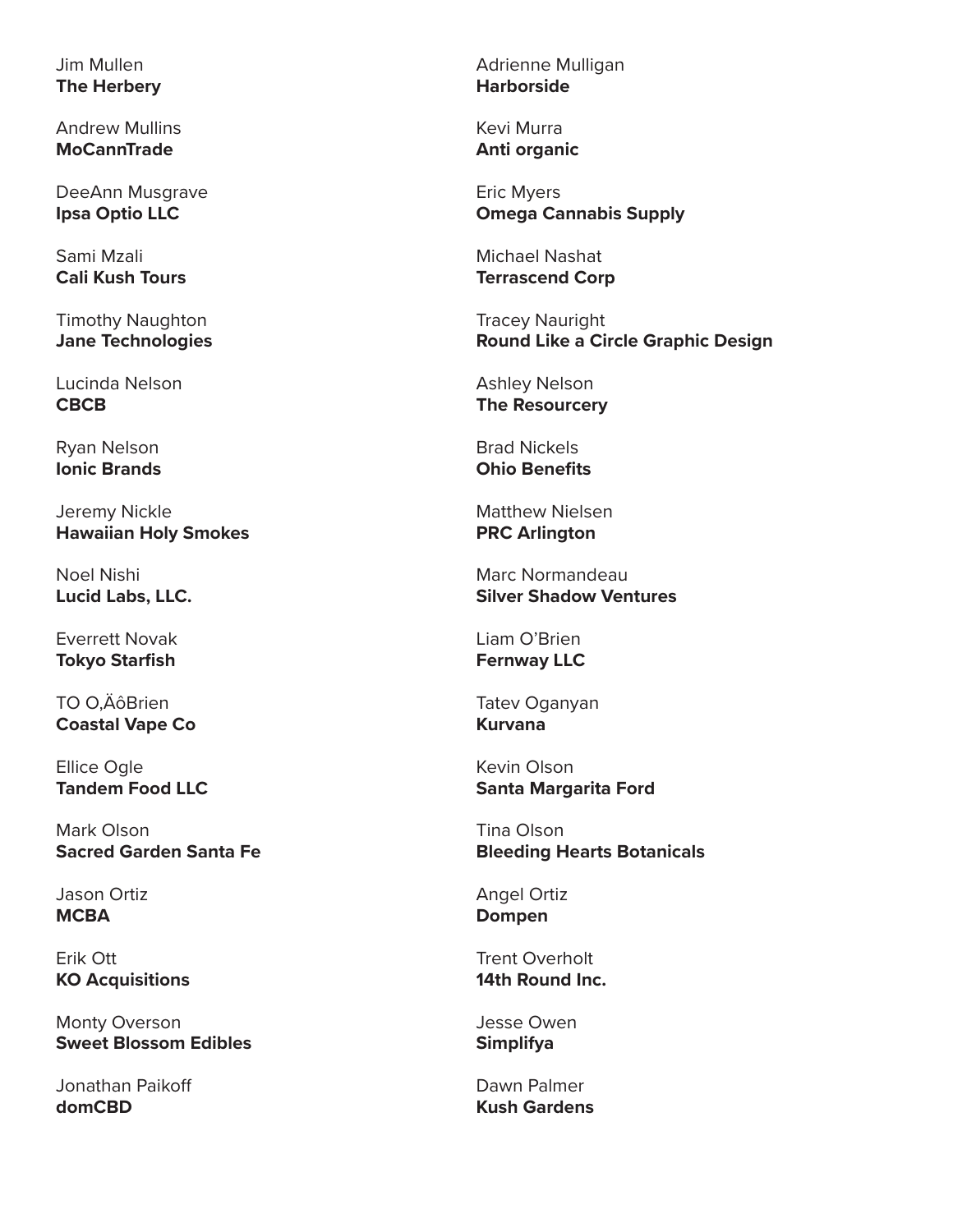Jim Mullen
**The Herbery**

Andrew Mullins
**MoCannTrade**

DeeAnn Musgrave
**Ipsa Optio LLC**

Sami Mzali
**Cali Kush Tours**

Timothy Naughton
**Jane Technologies**

Lucinda Nelson
**CBCB**

Ryan Nelson
**Ionic Brands**

Jeremy Nickle
**Hawaiian Holy Smokes**

Noel Nishi
**Lucid Labs, LLC.**

Everrett Novak
**Tokyo Starfish**

TO O,ÄôBrien
**Coastal Vape Co**

Ellice Ogle
**Tandem Food LLC**

Mark Olson
**Sacred Garden Santa Fe**

Jason Ortiz
**MCBA**

Erik Ott
**KO Acquisitions**

Monty Overson
**Sweet Blossom Edibles**

Jonathan Paikoff
**domCBD**

Adrienne Mulligan
**Harborside**

Kevi Murra
**Anti organic**

Eric Myers
**Omega Cannabis Supply**

Michael Nashat
**Terrascend Corp**

Tracey Nauright
**Round Like a Circle Graphic Design**

Ashley Nelson
**The Resourcery**

Brad Nickels
**Ohio Benefits**

Matthew Nielsen
**PRC Arlington**

Marc Normandeau
**Silver Shadow Ventures**

Liam O'Brien
**Fernway LLC**

Tatev Oganyan
**Kurvana**

Kevin Olson
**Santa Margarita Ford**

Tina Olson
**Bleeding Hearts Botanicals**

Angel Ortiz
**Dompen**

Trent Overholt
**14th Round Inc.**

Jesse Owen
**Simplifya**

Dawn Palmer
**Kush Gardens**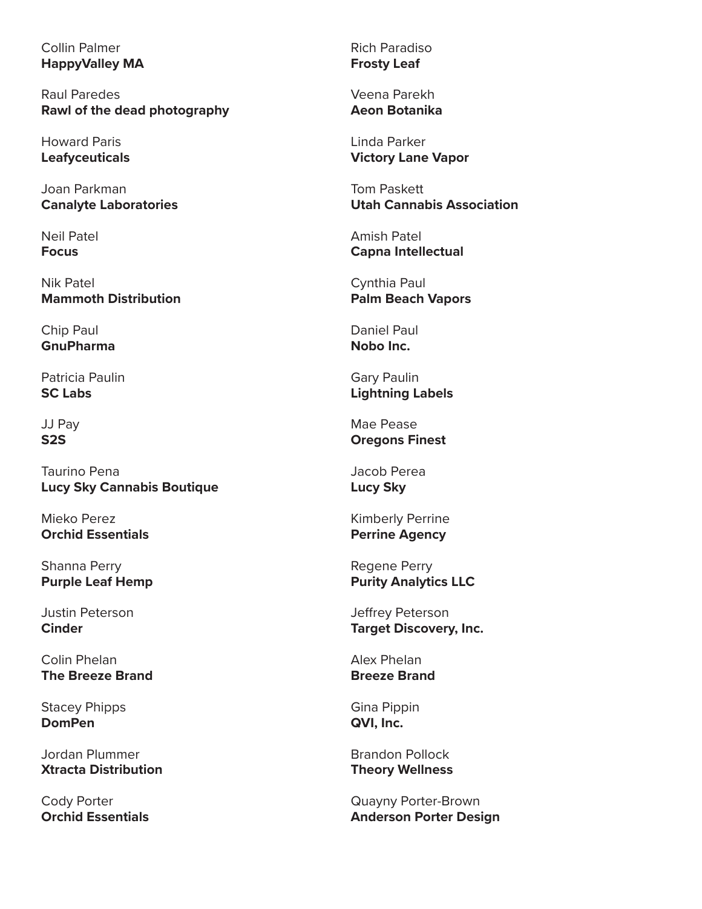Collin Palmer
**HappyValley MA**

Raul Paredes
**Rawl of the dead photography**

Howard Paris
**Leafyceuticals**

Joan Parkman
**Canalyte Laboratories**

Neil Patel
**Focus**

Nik Patel
**Mammoth Distribution**

Chip Paul
**GnuPharma**

Patricia Paulin
**SC Labs**

JJ Pay
**S2S**

Taurino Pena
**Lucy Sky Cannabis Boutique**

Mieko Perez
**Orchid Essentials**

Shanna Perry
**Purple Leaf Hemp**

Justin Peterson
**Cinder**

Colin Phelan
**The Breeze Brand**

Stacey Phipps
**DomPen**

Jordan Plummer
**Xtracta Distribution**

Cody Porter
**Orchid Essentials**

Rich Paradiso
**Frosty Leaf**

Veena Parekh
**Aeon Botanika**

Linda Parker
**Victory Lane Vapor**

Tom Paskett
**Utah Cannabis Association**

Amish Patel
**Capna Intellectual**

Cynthia Paul
**Palm Beach Vapors**

Daniel Paul
**Nobo Inc.**

Gary Paulin
**Lightning Labels**

Mae Pease
**Oregons Finest**

Jacob Perea
**Lucy Sky**

Kimberly Perrine
**Perrine Agency**

Regene Perry
**Purity Analytics LLC**

Jeffrey Peterson
**Target Discovery, Inc.**

Alex Phelan
**Breeze Brand**

Gina Pippin
**QVI, Inc.**

Brandon Pollock
**Theory Wellness**

Quayny Porter-Brown
**Anderson Porter Design**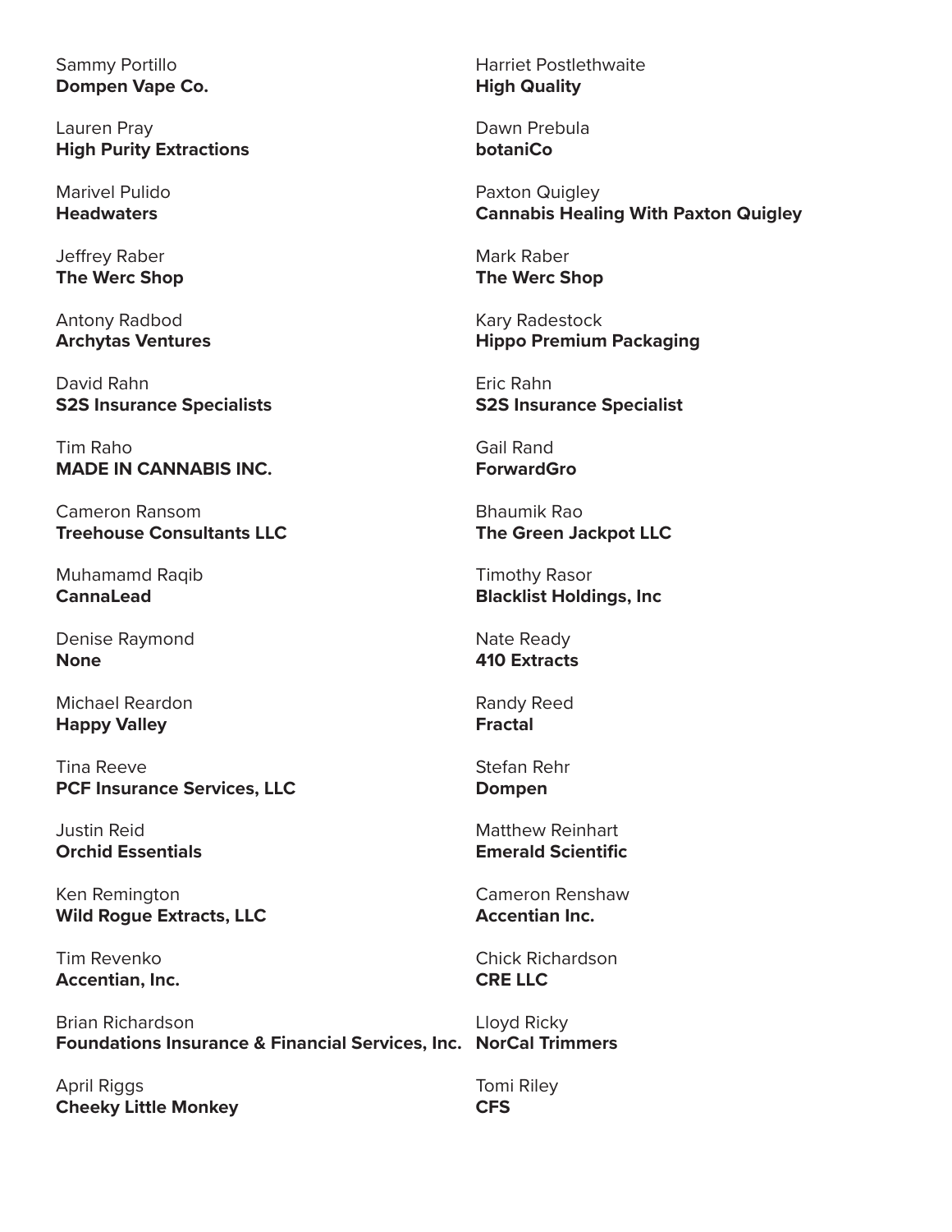Sammy Portillo
**Dompen Vape Co.**

Lauren Pray
**High Purity Extractions**

Marivel Pulido
**Headwaters**

Jeffrey Raber
**The Werc Shop**

Antony Radbod
**Archytas Ventures**

David Rahn
**S2S Insurance Specialists**

Tim Raho
**MADE IN CANNABIS INC.**

Cameron Ransom
**Treehouse Consultants LLC**

Muhamamd Raqib
**CannaLead**

Denise Raymond
**None**

Michael Reardon
**Happy Valley**

Tina Reeve
**PCF Insurance Services, LLC**

Justin Reid
**Orchid Essentials**

Ken Remington
**Wild Rogue Extracts, LLC**

Tim Revenko
**Accentian, Inc.**

Brian Richardson
**Foundations Insurance & Financial Services, Inc.**

April Riggs
**Cheeky Little Monkey**

Harriet Postlethwaite
**High Quality**

Dawn Prebula
**botaniCo**

Paxton Quigley
**Cannabis Healing With Paxton Quigley**

Mark Raber
**The Werc Shop**

Kary Radestock
**Hippo Premium Packaging**

Eric Rahn
**S2S Insurance Specialist**

Gail Rand
**ForwardGro**

Bhaumik Rao
**The Green Jackpot LLC**

Timothy Rasor
**Blacklist Holdings, Inc**

Nate Ready
**410 Extracts**

Randy Reed
**Fractal**

Stefan Rehr
**Dompen**

Matthew Reinhart
**Emerald Scientific**

Cameron Renshaw
**Accentian Inc.**

Chick Richardson
**CRE LLC**

Lloyd Ricky
**NorCal Trimmers**

Tomi Riley
**CFS**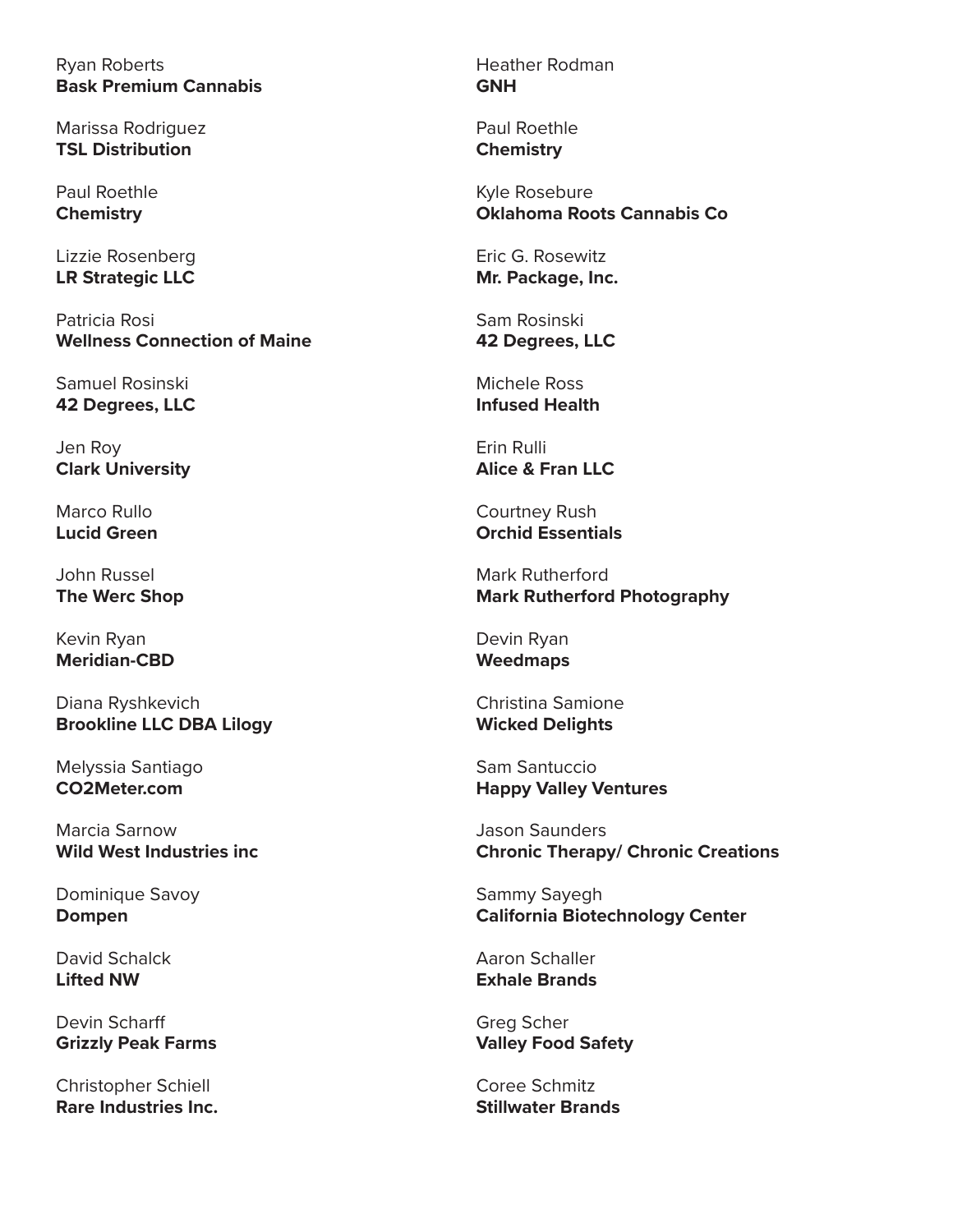Ryan Roberts
**Bask Premium Cannabis**

Marissa Rodriguez
**TSL Distribution**

Paul Roethle
**Chemistry**

Lizzie Rosenberg
**LR Strategic LLC**

Patricia Rosi
**Wellness Connection of Maine**

Samuel Rosinski
**42 Degrees, LLC**

Jen Roy
**Clark University**

Marco Rullo
**Lucid Green**

John Russel
**The Werc Shop**

Kevin Ryan
**Meridian-CBD**

Diana Ryshkevich
**Brookline LLC DBA Lilogy**

Melyssia Santiago
**CO2Meter.com**

Marcia Sarnow
**Wild West Industries inc**

Dominique Savoy
**Dompen**

David Schalck
**Lifted NW**

Devin Scharff
**Grizzly Peak Farms**

Christopher Schiell
**Rare Industries Inc.**

Heather Rodman
**GNH**

Paul Roethle
**Chemistry**

Kyle Rosebure
**Oklahoma Roots Cannabis Co**

Eric G. Rosewitz
**Mr. Package, Inc.**

Sam Rosinski
**42 Degrees, LLC**

Michele Ross
**Infused Health**

Erin Rulli
**Alice & Fran LLC**

Courtney Rush
**Orchid Essentials**

Mark Rutherford
**Mark Rutherford Photography**

Devin Ryan
**Weedmaps**

Christina Samione
**Wicked Delights**

Sam Santuccio
**Happy Valley Ventures**

Jason Saunders
**Chronic Therapy/ Chronic Creations**

Sammy Sayegh
**California Biotechnology Center**

Aaron Schaller
**Exhale Brands**

Greg Scher
**Valley Food Safety**

Coree Schmitz
**Stillwater Brands**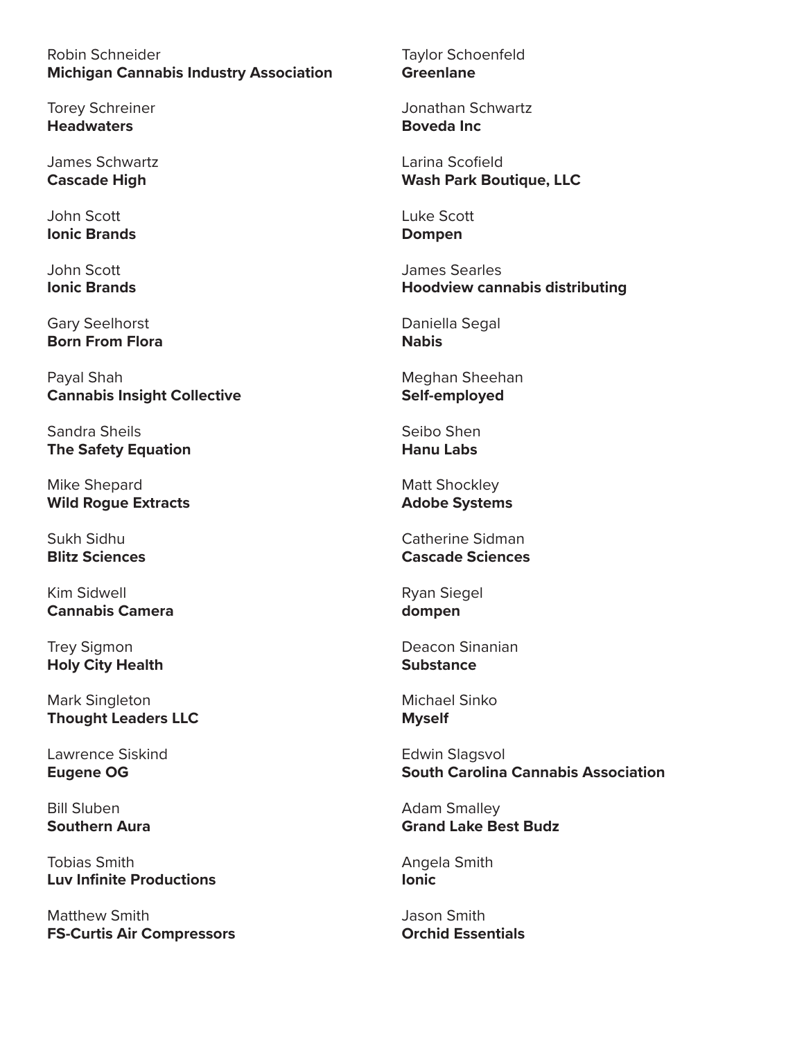Robin Schneider
**Michigan Cannabis Industry Association**

Torey Schreiner
**Headwaters**

James Schwartz
**Cascade High**

John Scott
**Ionic Brands**

John Scott
**Ionic Brands**

Gary Seelhorst
**Born From Flora**

Payal Shah
**Cannabis Insight Collective**

Sandra Sheils
**The Safety Equation**

Mike Shepard
**Wild Rogue Extracts**

Sukh Sidhu
**Blitz Sciences**

Kim Sidwell
**Cannabis Camera**

Trey Sigmon
**Holy City Health**

Mark Singleton
**Thought Leaders LLC**

Lawrence Siskind
**Eugene OG**

Bill Sluben
**Southern Aura**

Tobias Smith
**Luv Infinite Productions**

Matthew Smith
**FS-Curtis Air Compressors**

Taylor Schoenfeld
**Greenlane**

Jonathan Schwartz
**Boveda Inc**

Larina Scofield
**Wash Park Boutique, LLC**

Luke Scott
**Dompen**

James Searles
**Hoodview cannabis distributing**

Daniella Segal
**Nabis**

Meghan Sheehan
**Self-employed**

Seibo Shen
**Hanu Labs**

Matt Shockley
**Adobe Systems**

Catherine Sidman
**Cascade Sciences**

Ryan Siegel
**dompen**

Deacon Sinanian
**Substance**

Michael Sinko
**Myself**

Edwin Slagsvol
**South Carolina Cannabis Association**

Adam Smalley
**Grand Lake Best Budz**

Angela Smith
**Ionic**

Jason Smith
**Orchid Essentials**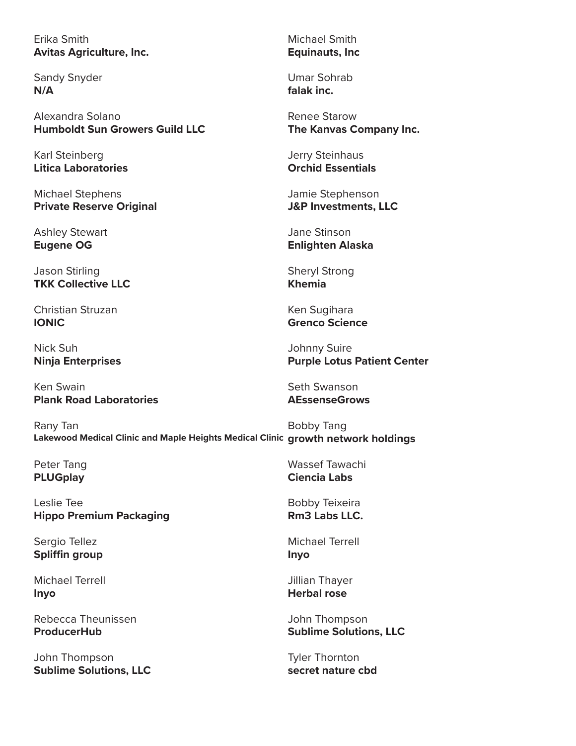Erika Smith
**Avitas Agriculture, Inc.**

Sandy Snyder
**N/A**

Alexandra Solano
**Humboldt Sun Growers Guild LLC**

Karl Steinberg
**Litica Laboratories**

Michael Stephens
**Private Reserve Original**

Ashley Stewart
**Eugene OG**

Jason Stirling
**TKK Collective LLC**

Christian Struzan
**IONIC**

Nick Suh
**Ninja Enterprises**

Ken Swain
**Plank Road Laboratories**

Rany Tan
**Lakewood Medical Clinic and Maple Heights Medical Clinic**

Peter Tang
**PLUGplay**

Leslie Tee
**Hippo Premium Packaging**

Sergio Tellez
**Spliffin group**

Michael Terrell
**Inyo**

Rebecca Theunissen
**ProducerHub**

John Thompson
**Sublime Solutions, LLC**

Michael Smith
**Equinauts, Inc**

Umar Sohrab
**falak inc.**

Renee Starow
**The Kanvas Company Inc.**

Jerry Steinhaus
**Orchid Essentials**

Jamie Stephenson
**J&P Investments, LLC**

Jane Stinson
**Enlighten Alaska**

Sheryl Strong
**Khemia**

Ken Sugihara
**Grenco Science**

Johnny Suire
**Purple Lotus Patient Center**

Seth Swanson
**AEssenseGrows**

Bobby Tang
**growth network holdings**

Wassef Tawachi
**Ciencia Labs**

Bobby Teixeira
**Rm3 Labs LLC.**

Michael Terrell
**Inyo**

Jillian Thayer
**Herbal rose**

John Thompson
**Sublime Solutions, LLC**

Tyler Thornton
**secret nature cbd**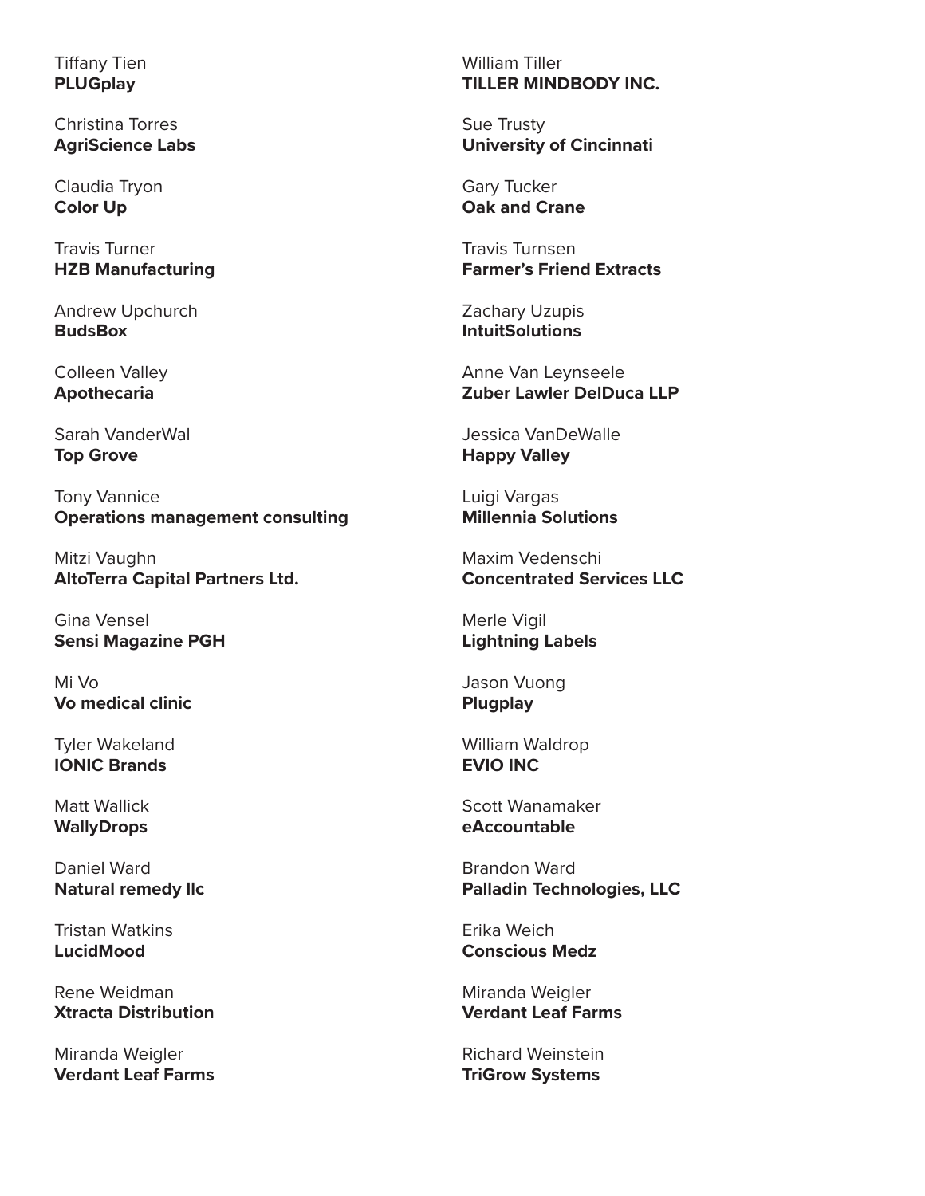Tiffany Tien
**PLUGplay**

Christina Torres
**AgriScience Labs**

Claudia Tryon
**Color Up**

Travis Turner
**HZB Manufacturing**

Andrew Upchurch
**BudsBox**

Colleen Valley
**Apothecaria**

Sarah VanderWal
**Top Grove**

Tony Vannice
**Operations management consulting**

Mitzi Vaughn
**AltoTerra Capital Partners Ltd.**

Gina Vensel
**Sensi Magazine PGH**

Mi Vo
**Vo medical clinic**

Tyler Wakeland
**IONIC Brands**

Matt Wallick
**WallyDrops**

Daniel Ward
**Natural remedy llc**

Tristan Watkins
**LucidMood**

Rene Weidman
**Xtracta Distribution**

Miranda Weigler
**Verdant Leaf Farms**

William Tiller
**TILLER MINDBODY INC.**

Sue Trusty
**University of Cincinnati**

Gary Tucker
**Oak and Crane**

Travis Turnsen
**Farmer's Friend Extracts**

Zachary Uzupis
**IntuitSolutions**

Anne Van Leynseele
**Zuber Lawler DelDuca LLP**

Jessica VanDeWalle
**Happy Valley**

Luigi Vargas
**Millennia Solutions**

Maxim Vedenschi
**Concentrated Services LLC**

Merle Vigil
**Lightning Labels**

Jason Vuong
**Plugplay**

William Waldrop
**EVIO INC**

Scott Wanamaker
**eAccountable**

Brandon Ward
**Palladin Technologies, LLC**

Erika Weich
**Conscious Medz**

Miranda Weigler
**Verdant Leaf Farms**

Richard Weinstein
**TriGrow Systems**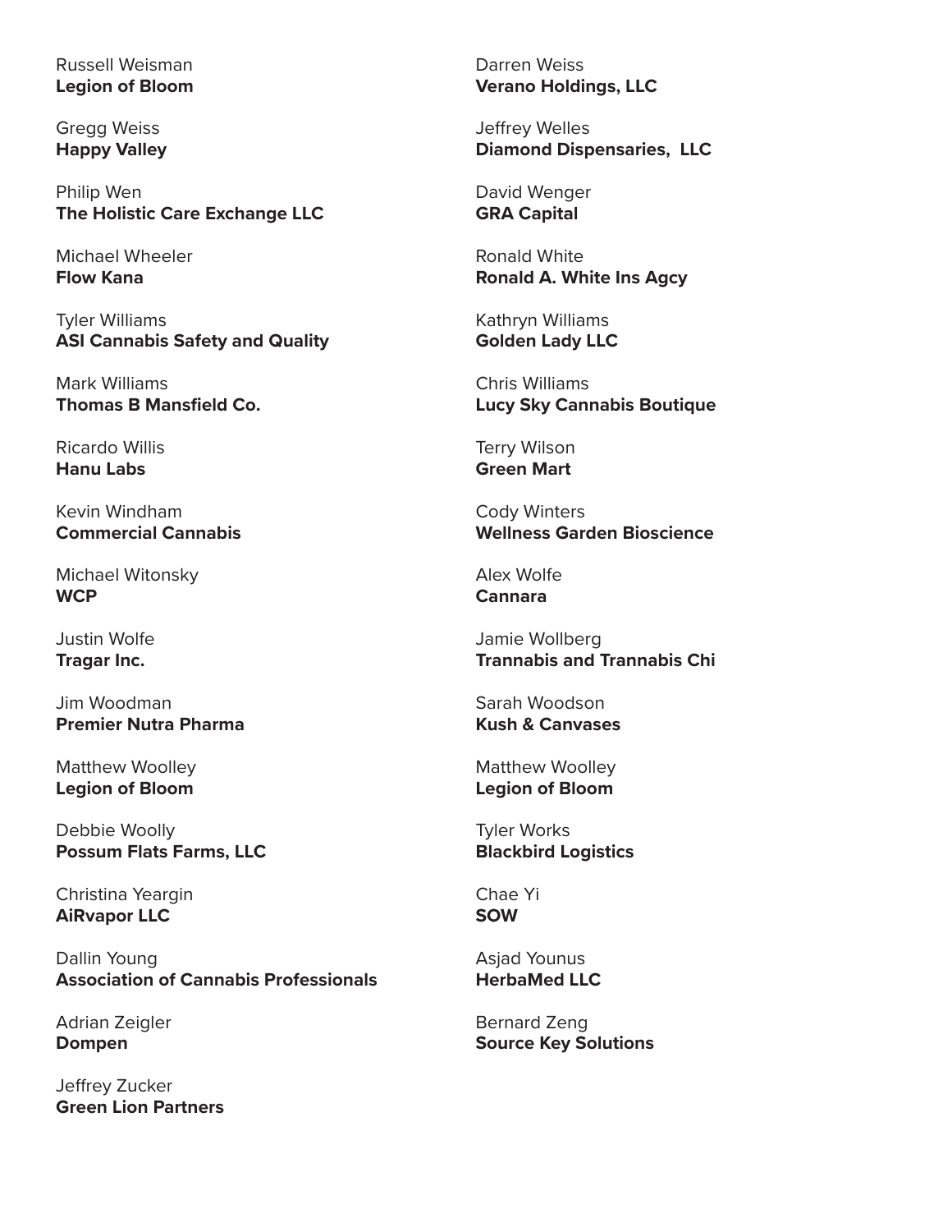Russell Weisman
**Legion of Bloom**

Gregg Weiss
**Happy Valley**

Philip Wen
**The Holistic Care Exchange LLC**

Michael Wheeler
**Flow Kana**

Tyler Williams
**ASI Cannabis Safety and Quality**

Mark Williams
**Thomas B Mansfield Co.**

Ricardo Willis
**Hanu Labs**

Kevin Windham
**Commercial Cannabis**

Michael Witonsky
**WCP**

Justin Wolfe
**Tragar Inc.**

Jim Woodman
**Premier Nutra Pharma**

Matthew Woolley
**Legion of Bloom**

Debbie Woolly
**Possum Flats Farms, LLC**

Christina Yeargin
**AiRvapor LLC**

Dallin Young
**Association of Cannabis Professionals**

Adrian Zeigler
**Dompen**

Jeffrey Zucker
**Green Lion Partners**

Darren Weiss
**Verano Holdings, LLC**

Jeffrey Welles
**Diamond Dispensaries, LLC**

David Wenger
**GRA Capital**

Ronald White
**Ronald A. White Ins Agcy**

Kathryn Williams
**Golden Lady LLC**

Chris Williams
**Lucy Sky Cannabis Boutique**

Terry Wilson
**Green Mart**

Cody Winters
**Wellness Garden Bioscience**

Alex Wolfe
**Cannara**

Jamie Wollberg
**Trannabis and Trannabis Chi**

Sarah Woodson
**Kush & Canvases**

Matthew Woolley
**Legion of Bloom**

Tyler Works
**Blackbird Logistics**

Chae Yi
**SOW**

Asjad Younus
**HerbaMed LLC**

Bernard Zeng
**Source Key Solutions**